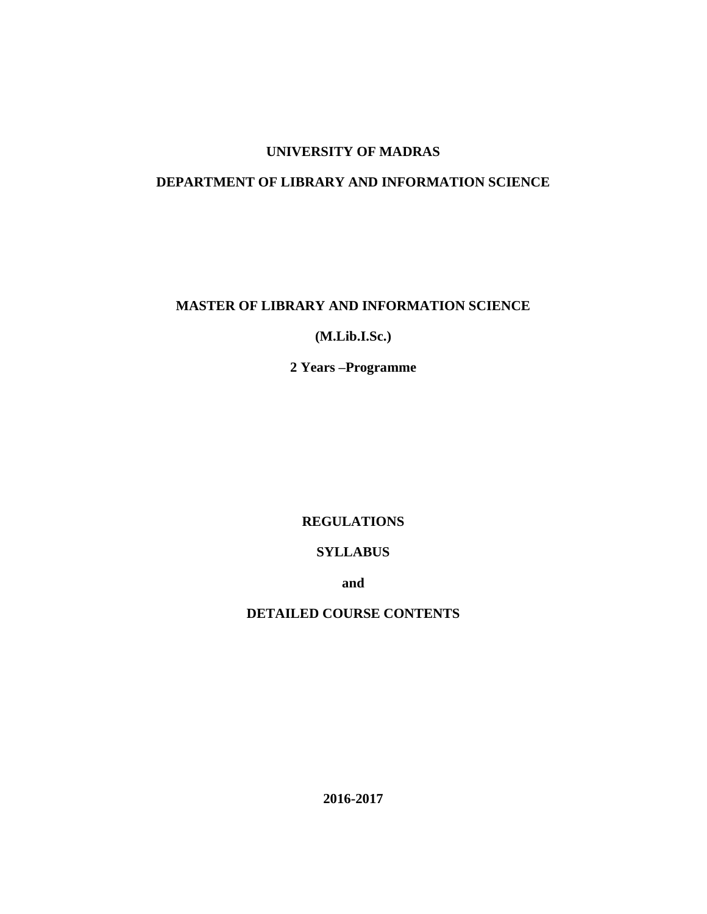# UNIVERSITY OF MADRAS

## DEPARTMENT OF LIBRARY AND INFORMATION SCIENCE

## MASTER OF LIBRARY AND INFORMATION SCIENCE

**(M.Lib.I.Sc.)**

**2 Years –Programme**

**REGULATIONS**

**SYLLABUS**

**and**

**DETAILED COURSE CONTENTS**

**2016-2017**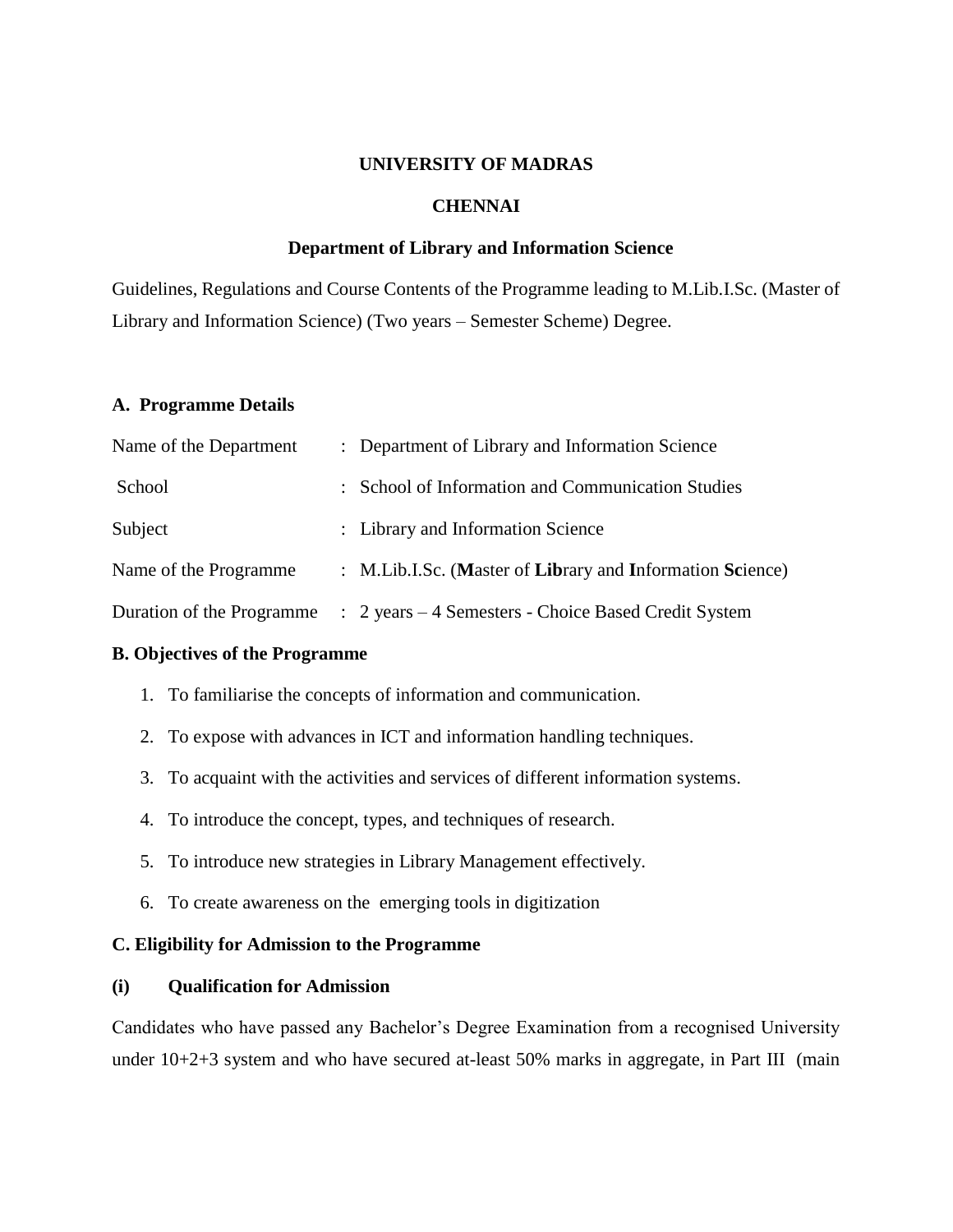**UNIVERSITY OF MADRAS**

**CHENNAI**

**Department of Library and Information Science**

Guidelines, Regulations and Course Contents of the Programme leading to M.Lib.I.Sc. (Master of Library and Information Science) (Two years – Semester Scheme) Degree.

## A. Programme Details

| | |
|---|---|
| Name of the Department | : Department of Library and Information Science |
| School | : School of Information and Communication Studies |
| Subject | : Library and Information Science |
| Name of the Programme | : M.Lib.I.Sc. (**M**aster of **Lib**rary and **I**nformation **Sc**ience) |
| Duration of the Programme | : 2 years – 4 Semesters - Choice Based Credit System |

## B. Objectives of the Programme

1. To familiarise the concepts of information and communication.
2. To expose with advances in ICT and information handling techniques.
3. To acquaint with the activities and services of different information systems.
4. To introduce the concept, types, and techniques of research.
5. To introduce new strategies in Library Management effectively.
6. To create awareness on the emerging tools in digitization

## C. Eligibility for Admission to the Programme

### (i) Qualification for Admission

Candidates who have passed any Bachelor's Degree Examination from a recognised University under 10+2+3 system and who have secured at-least 50% marks in aggregate, in Part III (main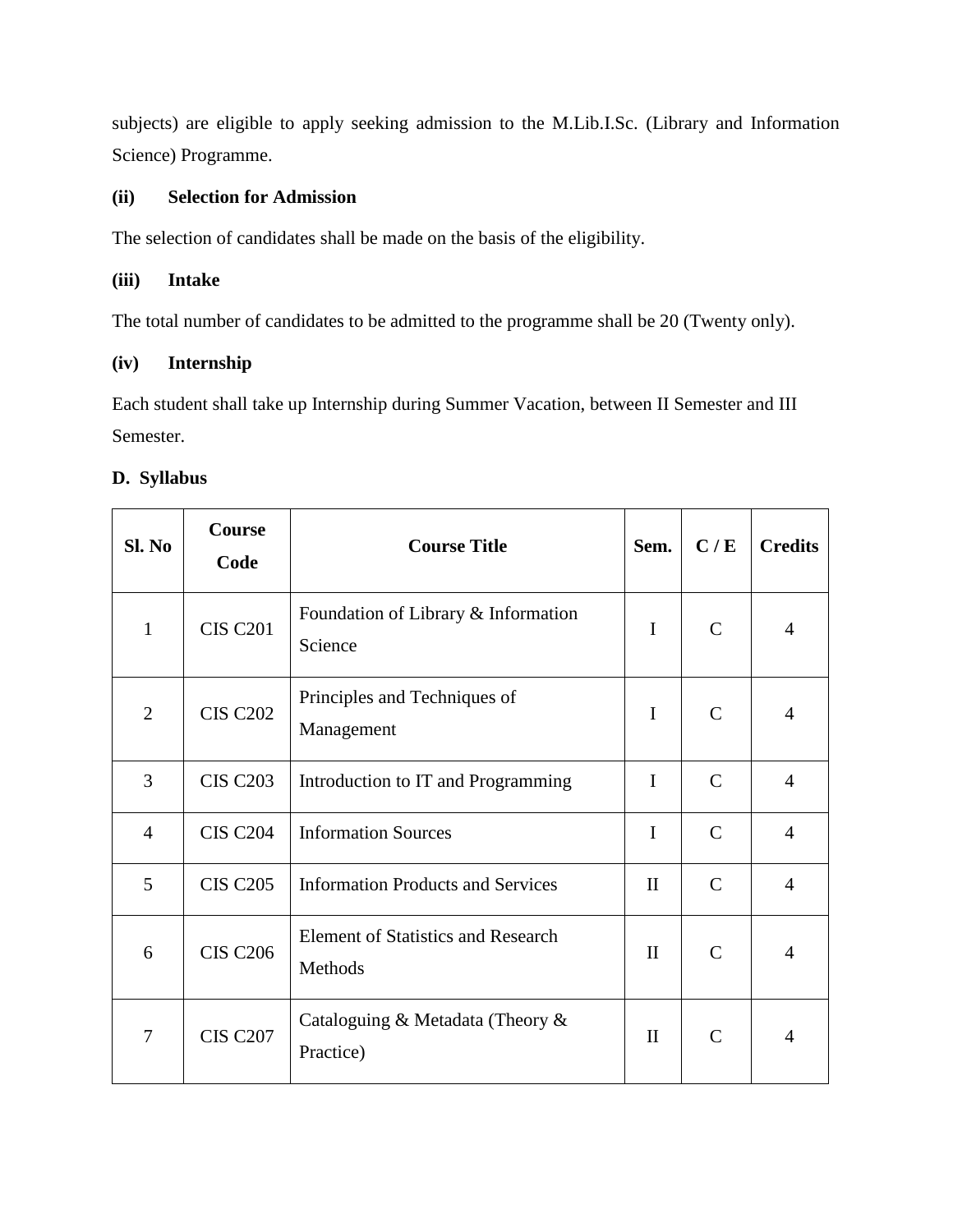subjects) are eligible to apply seeking admission to the M.Lib.I.Sc. (Library and Information Science) Programme.

**(ii) Selection for Admission**

The selection of candidates shall be made on the basis of the eligibility.

**(iii) Intake**

The total number of candidates to be admitted to the programme shall be 20 (Twenty only).

**(iv) Internship**

Each student shall take up Internship during Summer Vacation, between II Semester and III Semester.

**D. Syllabus**

| Sl. No | Course Code | Course Title | Sem. | C / E | Credits |
|---|---|---|---|---|---|
| 1 | CIS C201 | Foundation of Library & Information Science | I | C | 4 |
| 2 | CIS C202 | Principles and Techniques of Management | I | C | 4 |
| 3 | CIS C203 | Introduction to IT and Programming | I | C | 4 |
| 4 | CIS C204 | Information Sources | I | C | 4 |
| 5 | CIS C205 | Information Products and Services | II | C | 4 |
| 6 | CIS C206 | Element of Statistics and Research Methods | II | C | 4 |
| 7 | CIS C207 | Cataloguing & Metadata (Theory & Practice) | II | C | 4 |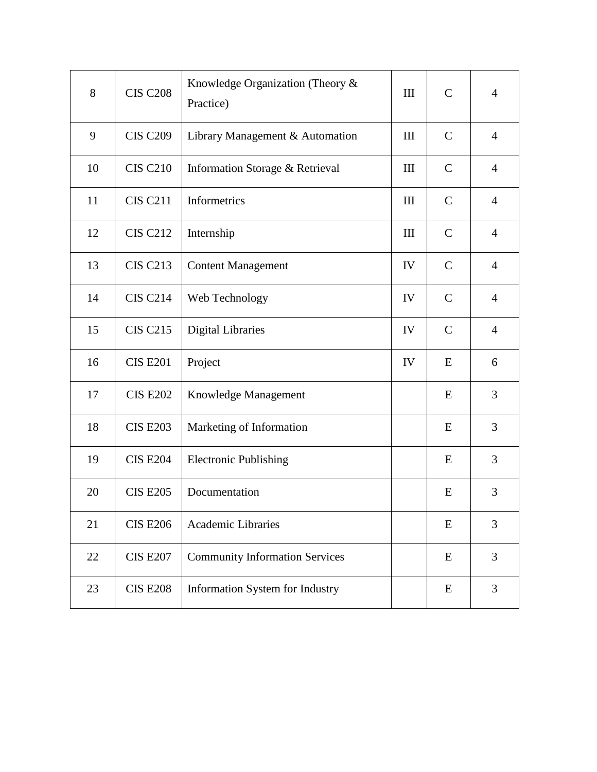| 8 | CIS C208 | Knowledge Organization (Theory & Practice) | III | C | 4 |
|---|---|---|---|---|---|
| 9 | CIS C209 | Library Management & Automation | III | C | 4 |
| 10 | CIS C210 | Information Storage & Retrieval | III | C | 4 |
| 11 | CIS C211 | Informetrics | III | C | 4 |
| 12 | CIS C212 | Internship | III | C | 4 |
| 13 | CIS C213 | Content Management | IV | C | 4 |
| 14 | CIS C214 | Web Technology | IV | C | 4 |
| 15 | CIS C215 | Digital Libraries | IV | C | 4 |
| 16 | CIS E201 | Project | IV | E | 6 |
| 17 | CIS E202 | Knowledge Management | | E | 3 |
| 18 | CIS E203 | Marketing of Information | | E | 3 |
| 19 | CIS E204 | Electronic Publishing | | E | 3 |
| 20 | CIS E205 | Documentation | | E | 3 |
| 21 | CIS E206 | Academic Libraries | | E | 3 |
| 22 | CIS E207 | Community Information Services | | E | 3 |
| 23 | CIS E208 | Information System for Industry | | E | 3 |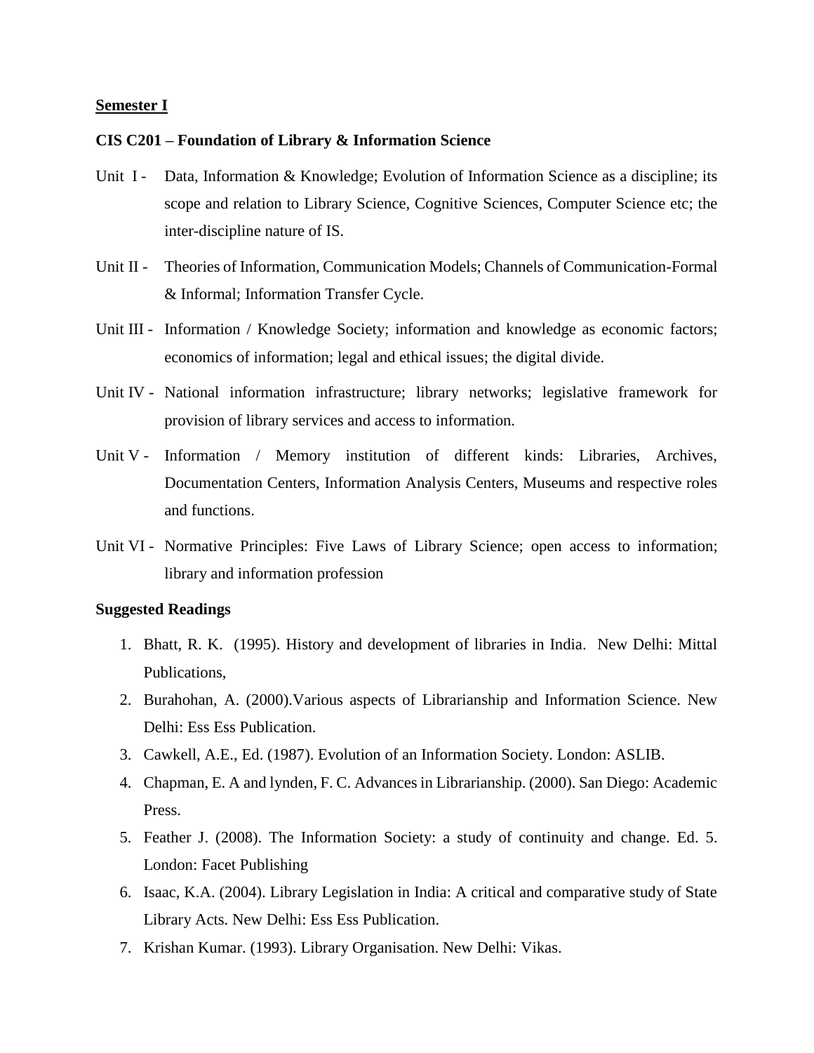**Semester I**

**CIS C201 – Foundation of Library & Information Science**

Unit I - Data, Information & Knowledge; Evolution of Information Science as a discipline; its scope and relation to Library Science, Cognitive Sciences, Computer Science etc; the inter-discipline nature of IS.

Unit II - Theories of Information, Communication Models; Channels of Communication-Formal & Informal; Information Transfer Cycle.

Unit III - Information / Knowledge Society; information and knowledge as economic factors; economics of information; legal and ethical issues; the digital divide.

Unit IV - National information infrastructure; library networks; legislative framework for provision of library services and access to information.

Unit V - Information / Memory institution of different kinds: Libraries, Archives, Documentation Centers, Information Analysis Centers, Museums and respective roles and functions.

Unit VI - Normative Principles: Five Laws of Library Science; open access to information; library and information profession

**Suggested Readings**

1. Bhatt, R. K. (1995). History and development of libraries in India. New Delhi: Mittal Publications,
2. Burahohan, A. (2000).Various aspects of Librarianship and Information Science. New Delhi: Ess Ess Publication.
3. Cawkell, A.E., Ed. (1987). Evolution of an Information Society. London: ASLIB.
4. Chapman, E. A and lynden, F. C. Advances in Librarianship. (2000). San Diego: Academic Press.
5. Feather J. (2008). The Information Society: a study of continuity and change. Ed. 5. London: Facet Publishing
6. Isaac, K.A. (2004). Library Legislation in India: A critical and comparative study of State Library Acts. New Delhi: Ess Ess Publication.
7. Krishan Kumar. (1993). Library Organisation. New Delhi: Vikas.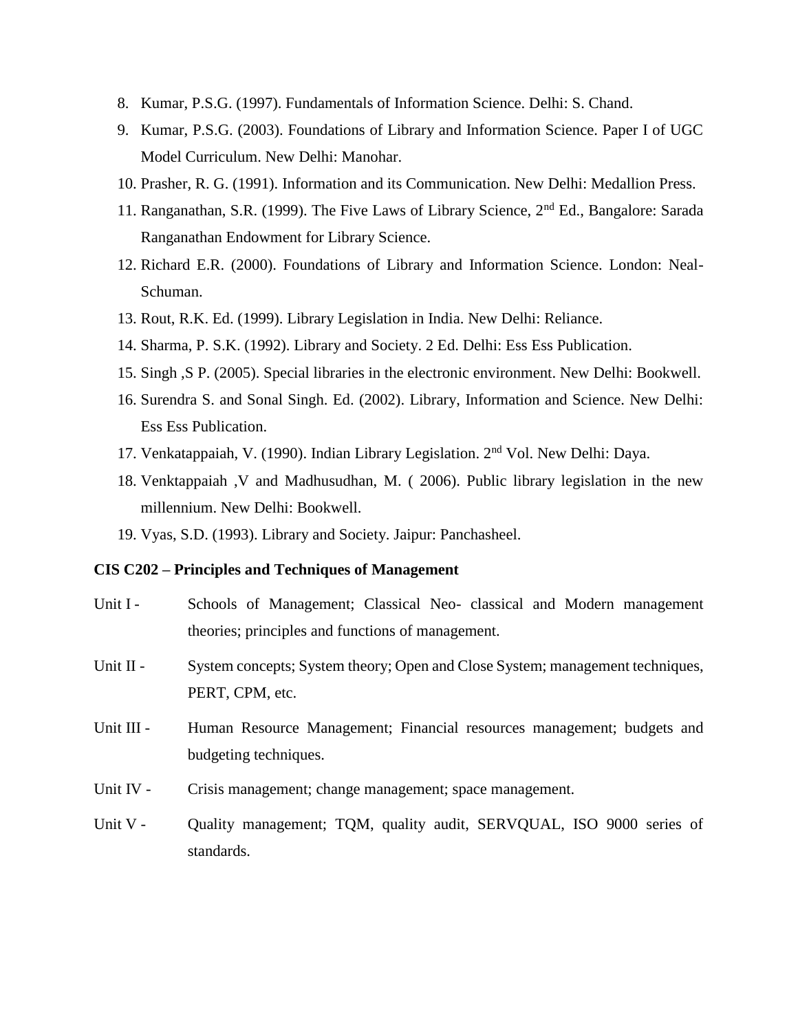8. Kumar, P.S.G. (1997). Fundamentals of Information Science. Delhi: S. Chand.
9. Kumar, P.S.G. (2003). Foundations of Library and Information Science. Paper I of UGC Model Curriculum. New Delhi: Manohar.
10. Prasher, R. G. (1991). Information and its Communication. New Delhi: Medallion Press.
11. Ranganathan, S.R. (1999). The Five Laws of Library Science, 2nd Ed., Bangalore: Sarada Ranganathan Endowment for Library Science.
12. Richard E.R. (2000). Foundations of Library and Information Science. London: Neal-Schuman.
13. Rout, R.K. Ed. (1999). Library Legislation in India. New Delhi: Reliance.
14. Sharma, P. S.K. (1992). Library and Society. 2 Ed. Delhi: Ess Ess Publication.
15. Singh ,S P. (2005). Special libraries in the electronic environment. New Delhi: Bookwell.
16. Surendra S. and Sonal Singh. Ed. (2002). Library, Information and Science. New Delhi: Ess Ess Publication.
17. Venkatappaiah, V. (1990). Indian Library Legislation. 2nd Vol. New Delhi: Daya.
18. Venktappaiah ,V and Madhusudhan, M. ( 2006). Public library legislation in the new millennium. New Delhi: Bookwell.
19. Vyas, S.D. (1993). Library and Society. Jaipur: Panchasheel.

**CIS C202 – Principles and Techniques of Management**

Unit I - Schools of Management; Classical Neo- classical and Modern management theories; principles and functions of management.

Unit II - System concepts; System theory; Open and Close System; management techniques, PERT, CPM, etc.

Unit III - Human Resource Management; Financial resources management; budgets and budgeting techniques.

Unit IV - Crisis management; change management; space management.

Unit V - Quality management; TQM, quality audit, SERVQUAL, ISO 9000 series of standards.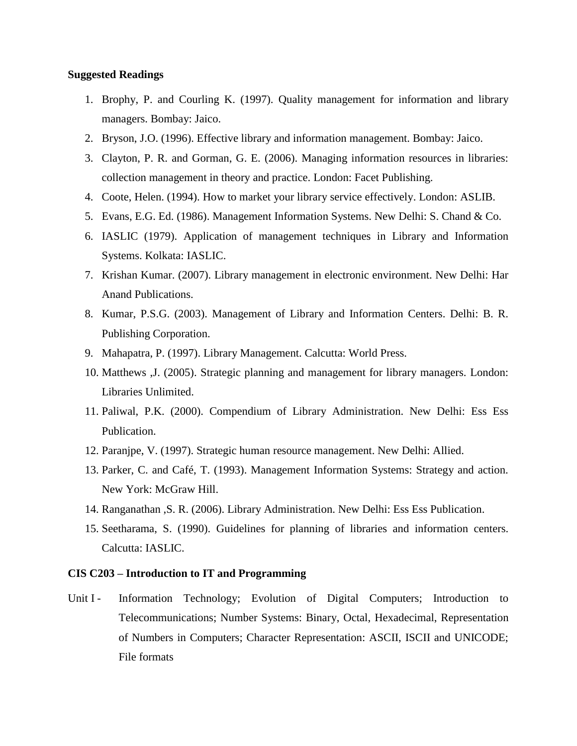**Suggested Readings**

1. Brophy, P. and Courling K. (1997). Quality management for information and library managers. Bombay: Jaico.
2. Bryson, J.O. (1996). Effective library and information management. Bombay: Jaico.
3. Clayton, P. R. and Gorman, G. E. (2006). Managing information resources in libraries: collection management in theory and practice. London: Facet Publishing.
4. Coote, Helen. (1994). How to market your library service effectively. London: ASLIB.
5. Evans, E.G. Ed. (1986). Management Information Systems. New Delhi: S. Chand & Co.
6. IASLIC (1979). Application of management techniques in Library and Information Systems. Kolkata: IASLIC.
7. Krishan Kumar. (2007). Library management in electronic environment. New Delhi: Har Anand Publications.
8. Kumar, P.S.G. (2003). Management of Library and Information Centers. Delhi: B. R. Publishing Corporation.
9. Mahapatra, P. (1997). Library Management. Calcutta: World Press.
10. Matthews ,J. (2005). Strategic planning and management for library managers. London: Libraries Unlimited.
11. Paliwal, P.K. (2000). Compendium of Library Administration. New Delhi: Ess Ess Publication.
12. Paranjpe, V. (1997). Strategic human resource management. New Delhi: Allied.
13. Parker, C. and Café, T. (1993). Management Information Systems: Strategy and action. New York: McGraw Hill.
14. Ranganathan ,S. R. (2006). Library Administration. New Delhi: Ess Ess Publication.
15. Seetharama, S. (1990). Guidelines for planning of libraries and information centers. Calcutta: IASLIC.

**CIS C203 – Introduction to IT and Programming**

Unit I - Information Technology; Evolution of Digital Computers; Introduction to Telecommunications; Number Systems: Binary, Octal, Hexadecimal, Representation of Numbers in Computers; Character Representation: ASCII, ISCII and UNICODE; File formats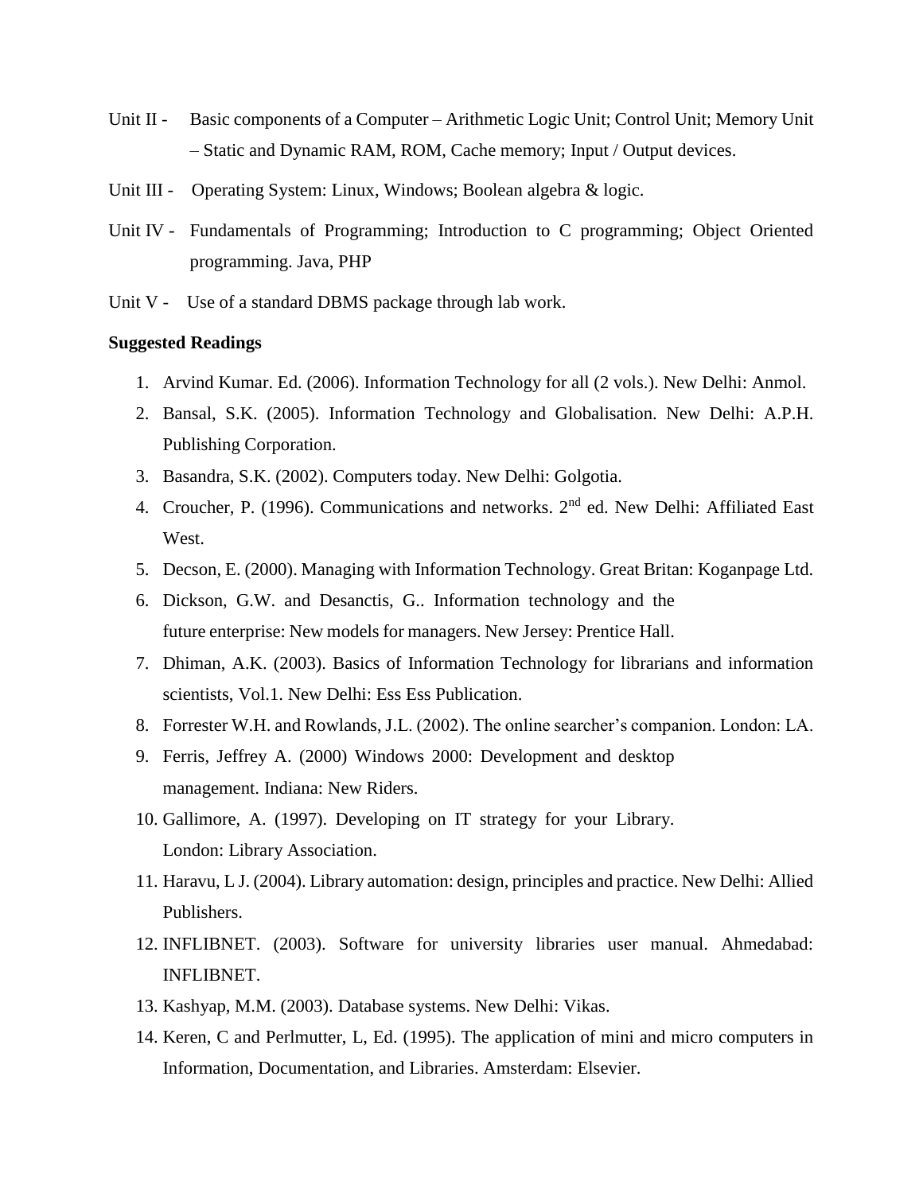Unit II - Basic components of a Computer – Arithmetic Logic Unit; Control Unit; Memory Unit – Static and Dynamic RAM, ROM, Cache memory; Input / Output devices.

Unit III - Operating System: Linux, Windows; Boolean algebra & logic.

Unit IV - Fundamentals of Programming; Introduction to C programming; Object Oriented programming. Java, PHP

Unit V - Use of a standard DBMS package through lab work.

**Suggested Readings**

1. Arvind Kumar. Ed. (2006). Information Technology for all (2 vols.). New Delhi: Anmol.
2. Bansal, S.K. (2005). Information Technology and Globalisation. New Delhi: A.P.H. Publishing Corporation.
3. Basandra, S.K. (2002). Computers today. New Delhi: Golgotia.
4. Croucher, P. (1996). Communications and networks. 2nd ed. New Delhi: Affiliated East West.
5. Decson, E. (2000). Managing with Information Technology. Great Britan: Koganpage Ltd.
6. Dickson, G.W. and Desanctis, G.. Information technology and the future enterprise: New models for managers. New Jersey: Prentice Hall.
7. Dhiman, A.K. (2003). Basics of Information Technology for librarians and information scientists, Vol.1. New Delhi: Ess Ess Publication.
8. Forrester W.H. and Rowlands, J.L. (2002). The online searcher's companion. London: LA.
9. Ferris, Jeffrey A. (2000) Windows 2000: Development and desktop management. Indiana: New Riders.
10. Gallimore, A. (1997). Developing on IT strategy for your Library. London: Library Association.
11. Haravu, L J. (2004). Library automation: design, principles and practice. New Delhi: Allied Publishers.
12. INFLIBNET. (2003). Software for university libraries user manual. Ahmedabad: INFLIBNET.
13. Kashyap, M.M. (2003). Database systems. New Delhi: Vikas.
14. Keren, C and Perlmutter, L, Ed. (1995). The application of mini and micro computers in Information, Documentation, and Libraries. Amsterdam: Elsevier.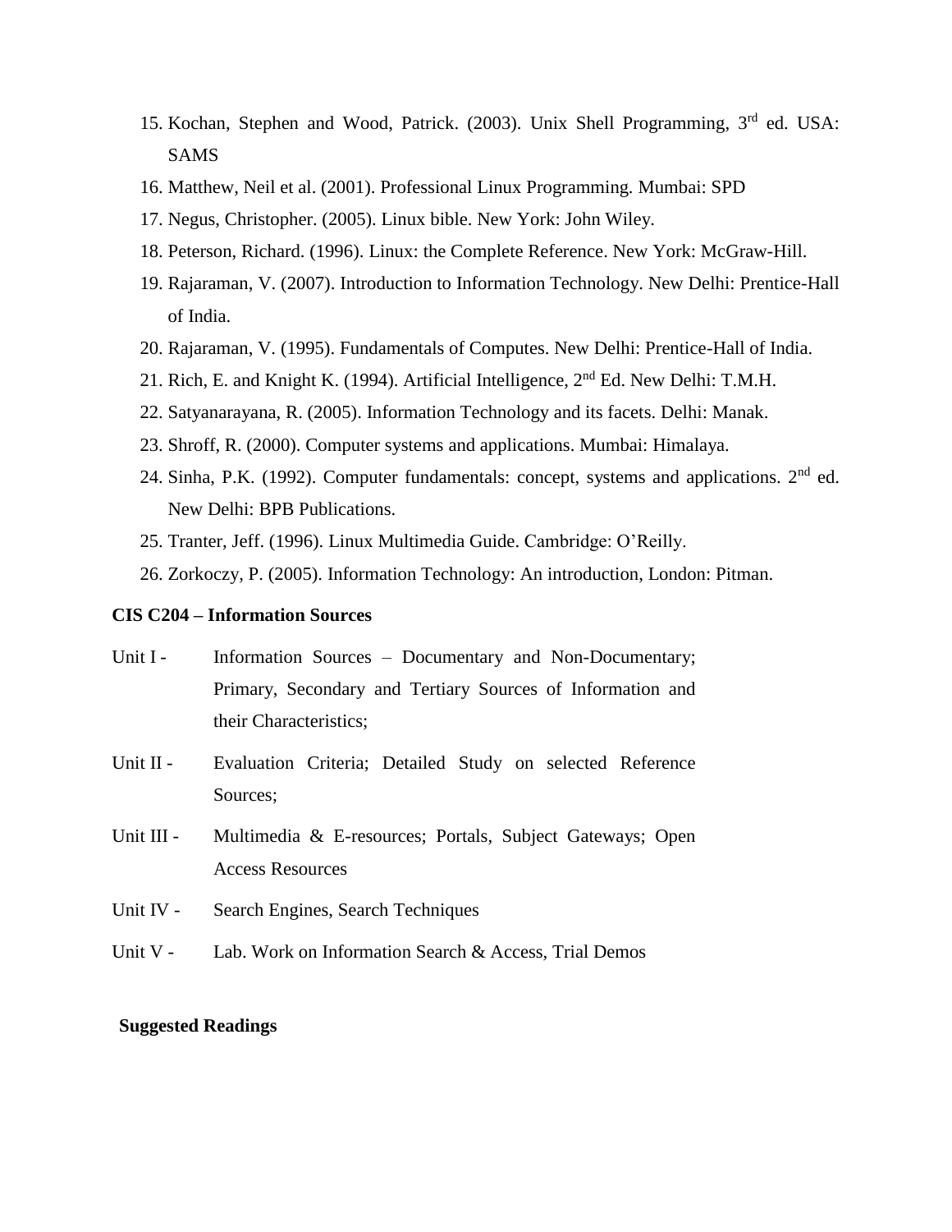15. Kochan, Stephen and Wood, Patrick. (2003). Unix Shell Programming, 3rd ed. USA: SAMS
16. Matthew, Neil et al. (2001). Professional Linux Programming. Mumbai: SPD
17. Negus, Christopher. (2005). Linux bible. New York: John Wiley.
18. Peterson, Richard. (1996). Linux: the Complete Reference. New York: McGraw-Hill.
19. Rajaraman, V. (2007). Introduction to Information Technology. New Delhi: Prentice-Hall of India.
20. Rajaraman, V. (1995). Fundamentals of Computes. New Delhi: Prentice-Hall of India.
21. Rich, E. and Knight K. (1994). Artificial Intelligence, 2nd Ed. New Delhi: T.M.H.
22. Satyanarayana, R. (2005). Information Technology and its facets. Delhi: Manak.
23. Shroff, R. (2000). Computer systems and applications. Mumbai: Himalaya.
24. Sinha, P.K. (1992). Computer fundamentals: concept, systems and applications. 2nd ed. New Delhi: BPB Publications.
25. Tranter, Jeff. (1996). Linux Multimedia Guide. Cambridge: O'Reilly.
26. Zorkoczy, P. (2005). Information Technology: An introduction, London: Pitman.

**CIS C204 – Information Sources**

Unit I - Information Sources – Documentary and Non-Documentary; Primary, Secondary and Tertiary Sources of Information and their Characteristics;

Unit II - Evaluation Criteria; Detailed Study on selected Reference Sources;

Unit III - Multimedia & E-resources; Portals, Subject Gateways; Open Access Resources

Unit IV - Search Engines, Search Techniques

Unit V - Lab. Work on Information Search & Access, Trial Demos

**Suggested Readings**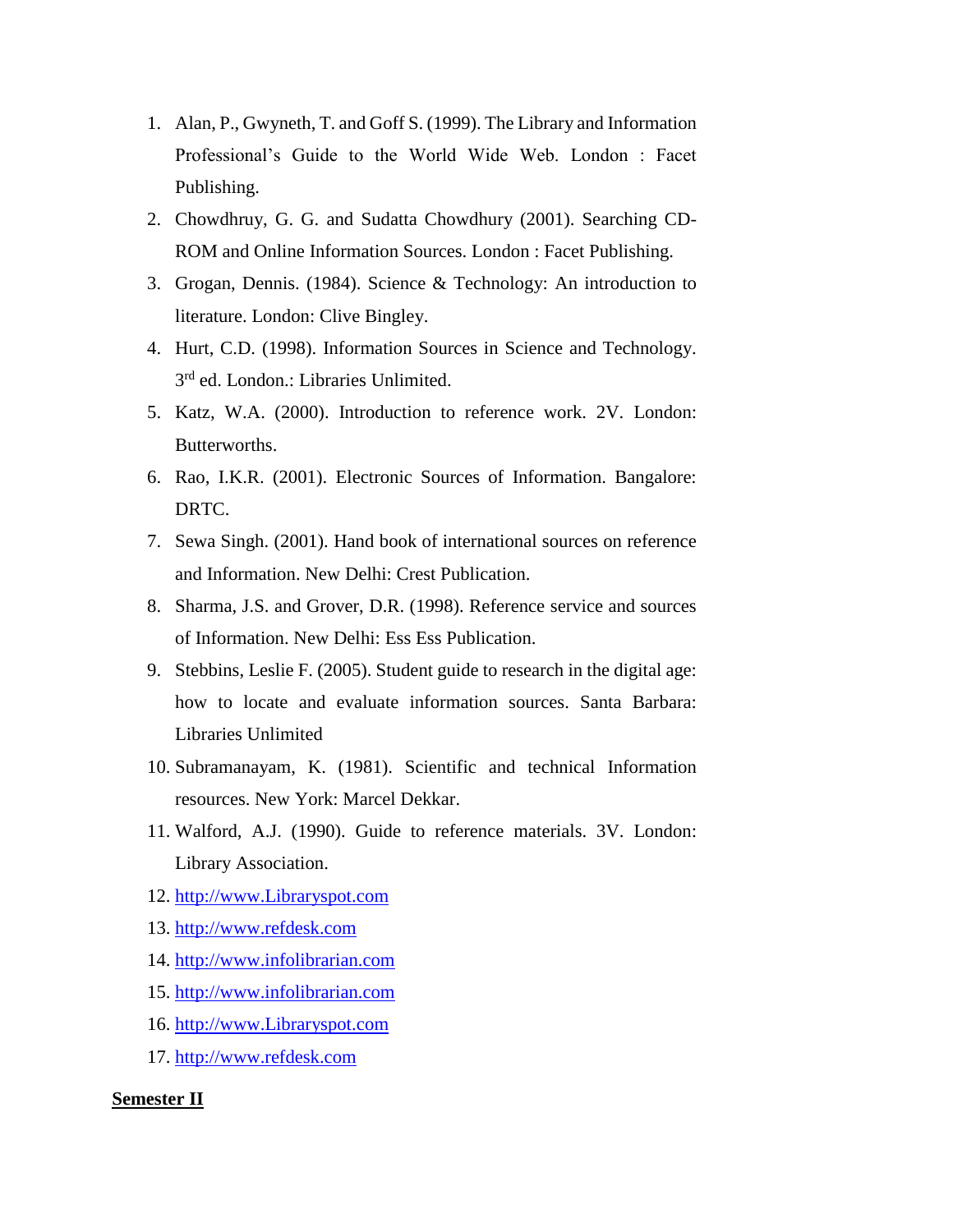1. Alan, P., Gwyneth, T. and Goff S. (1999). The Library and Information Professional's Guide to the World Wide Web. London : Facet Publishing.
2. Chowdhruy, G. G. and Sudatta Chowdhury (2001). Searching CD-ROM and Online Information Sources. London : Facet Publishing.
3. Grogan, Dennis. (1984). Science & Technology: An introduction to literature. London: Clive Bingley.
4. Hurt, C.D. (1998). Information Sources in Science and Technology. 3rd ed. London.: Libraries Unlimited.
5. Katz, W.A. (2000). Introduction to reference work. 2V. London: Butterworths.
6. Rao, I.K.R. (2001). Electronic Sources of Information. Bangalore: DRTC.
7. Sewa Singh. (2001). Hand book of international sources on reference and Information. New Delhi: Crest Publication.
8. Sharma, J.S. and Grover, D.R. (1998). Reference service and sources of Information. New Delhi: Ess Ess Publication.
9. Stebbins, Leslie F. (2005). Student guide to research in the digital age: how to locate and evaluate information sources. Santa Barbara: Libraries Unlimited
10. Subramanayam, K. (1981). Scientific and technical Information resources. New York: Marcel Dekkar.
11. Walford, A.J. (1990). Guide to reference materials. 3V. London: Library Association.
12. http://www.Libraryspot.com
13. http://www.refdesk.com
14. http://www.infolibrarian.com
15. http://www.infolibrarian.com
16. http://www.Libraryspot.com
17. http://www.refdesk.com

**Semester II**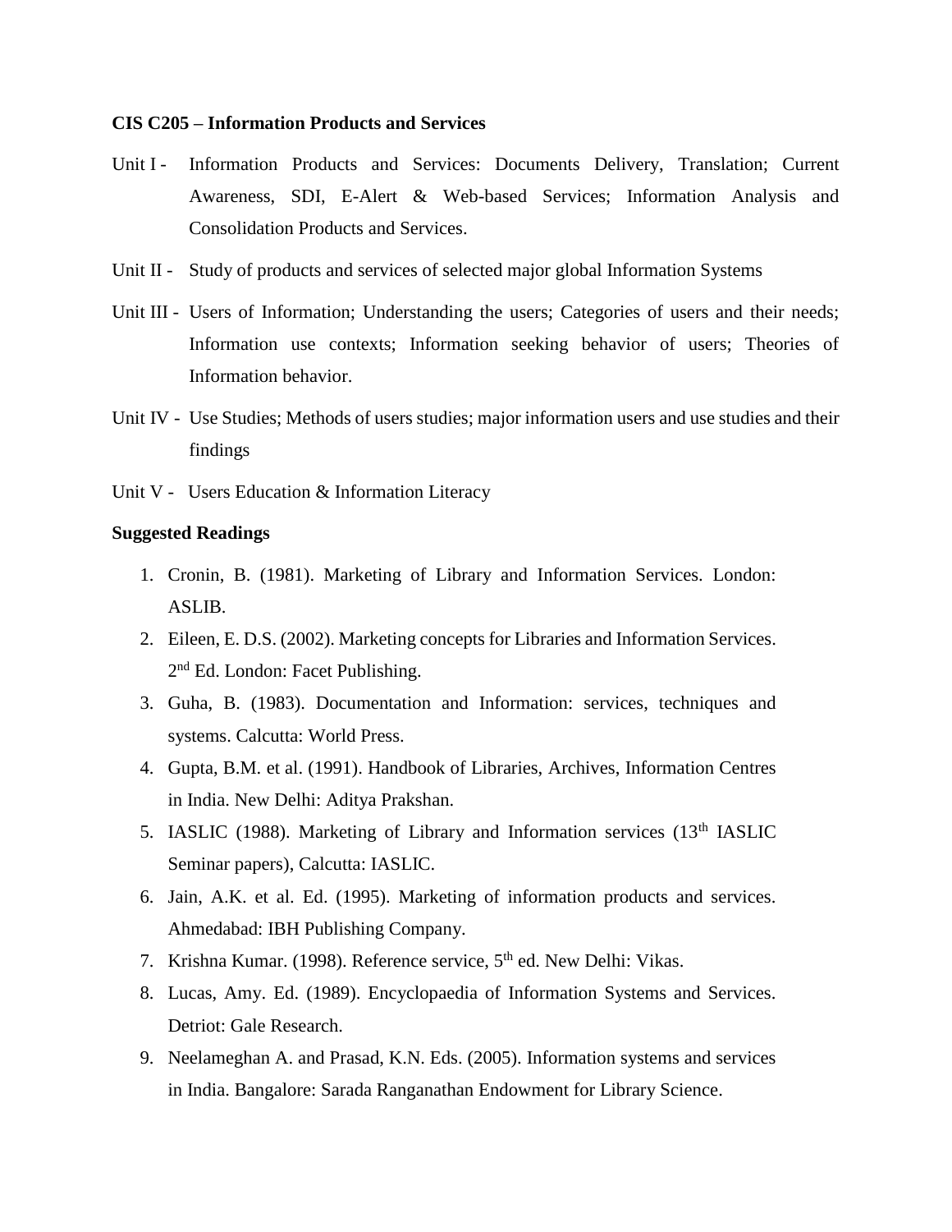**CIS C205 – Information Products and Services**

Unit I - Information Products and Services: Documents Delivery, Translation; Current Awareness, SDI, E-Alert & Web-based Services; Information Analysis and Consolidation Products and Services.

Unit II - Study of products and services of selected major global Information Systems

Unit III - Users of Information; Understanding the users; Categories of users and their needs; Information use contexts; Information seeking behavior of users; Theories of Information behavior.

Unit IV - Use Studies; Methods of users studies; major information users and use studies and their findings

Unit V - Users Education & Information Literacy

**Suggested Readings**

1. Cronin, B. (1981). Marketing of Library and Information Services. London: ASLIB.
2. Eileen, E. D.S. (2002). Marketing concepts for Libraries and Information Services. 2nd Ed. London: Facet Publishing.
3. Guha, B. (1983). Documentation and Information: services, techniques and systems. Calcutta: World Press.
4. Gupta, B.M. et al. (1991). Handbook of Libraries, Archives, Information Centres in India. New Delhi: Aditya Prakshan.
5. IASLIC (1988). Marketing of Library and Information services (13th IASLIC Seminar papers), Calcutta: IASLIC.
6. Jain, A.K. et al. Ed. (1995). Marketing of information products and services. Ahmedabad: IBH Publishing Company.
7. Krishna Kumar. (1998). Reference service, 5th ed. New Delhi: Vikas.
8. Lucas, Amy. Ed. (1989). Encyclopaedia of Information Systems and Services. Detriot: Gale Research.
9. Neelameghan A. and Prasad, K.N. Eds. (2005). Information systems and services in India. Bangalore: Sarada Ranganathan Endowment for Library Science.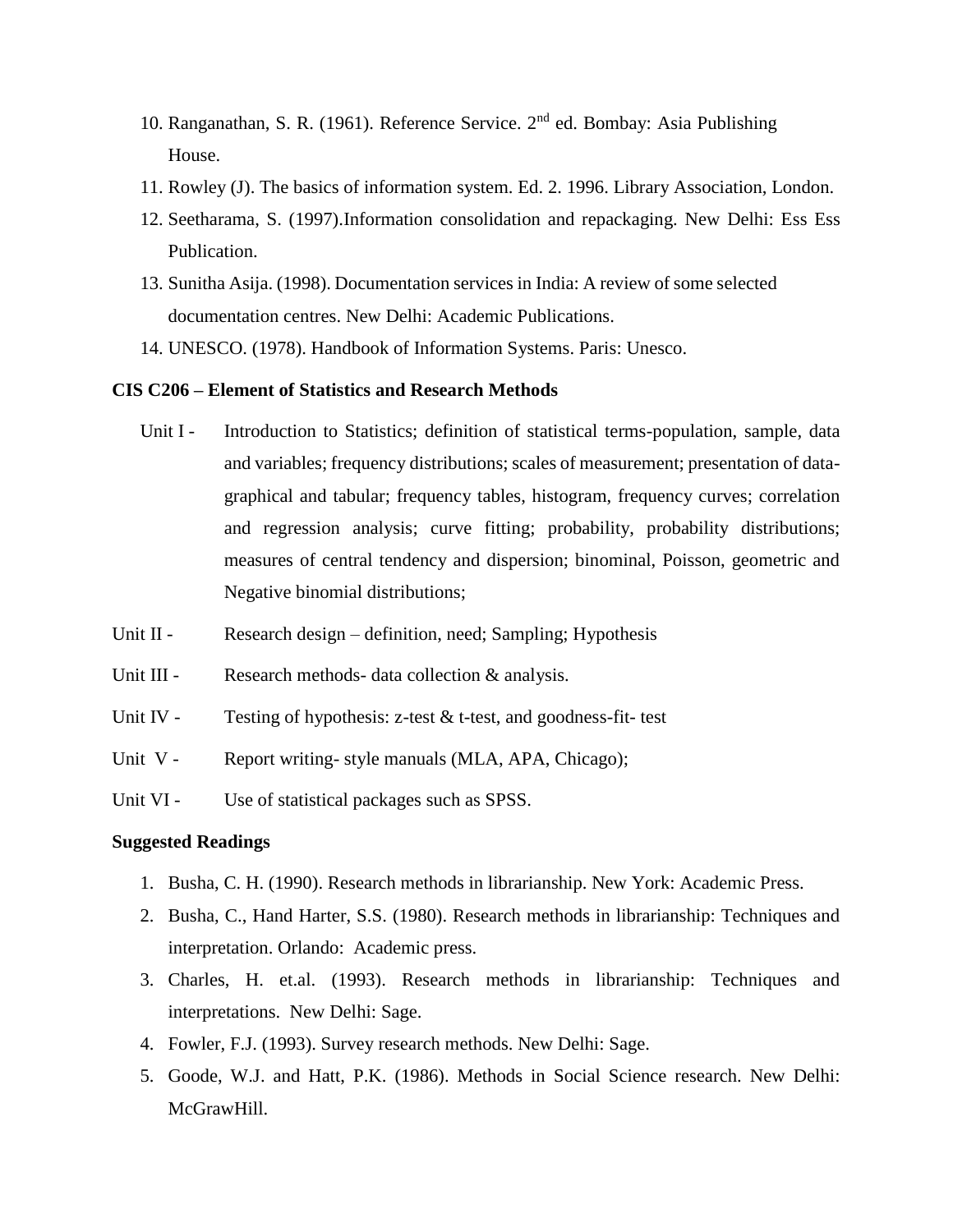10. Ranganathan, S. R. (1961). Reference Service. 2nd ed. Bombay: Asia Publishing House.
11. Rowley (J). The basics of information system. Ed. 2. 1996. Library Association, London.
12. Seetharama, S. (1997).Information consolidation and repackaging. New Delhi: Ess Ess Publication.
13. Sunitha Asija. (1998). Documentation services in India: A review of some selected documentation centres. New Delhi: Academic Publications.
14. UNESCO. (1978). Handbook of Information Systems. Paris: Unesco.

**CIS C206 – Element of Statistics and Research Methods**

Unit I - Introduction to Statistics; definition of statistical terms-population, sample, data and variables; frequency distributions; scales of measurement; presentation of data-graphical and tabular; frequency tables, histogram, frequency curves; correlation and regression analysis; curve fitting; probability, probability distributions; measures of central tendency and dispersion; binominal, Poisson, geometric and Negative binomial distributions;

Unit II - Research design – definition, need; Sampling; Hypothesis

Unit III - Research methods- data collection & analysis.

Unit IV - Testing of hypothesis: z-test & t-test, and goodness-fit- test

Unit V - Report writing- style manuals (MLA, APA, Chicago);

Unit VI - Use of statistical packages such as SPSS.

**Suggested Readings**

1. Busha, C. H. (1990). Research methods in librarianship. New York: Academic Press.
2. Busha, C., Hand Harter, S.S. (1980). Research methods in librarianship: Techniques and interpretation. Orlando: Academic press.
3. Charles, H. et.al. (1993). Research methods in librarianship: Techniques and interpretations. New Delhi: Sage.
4. Fowler, F.J. (1993). Survey research methods. New Delhi: Sage.
5. Goode, W.J. and Hatt, P.K. (1986). Methods in Social Science research. New Delhi: McGrawHill.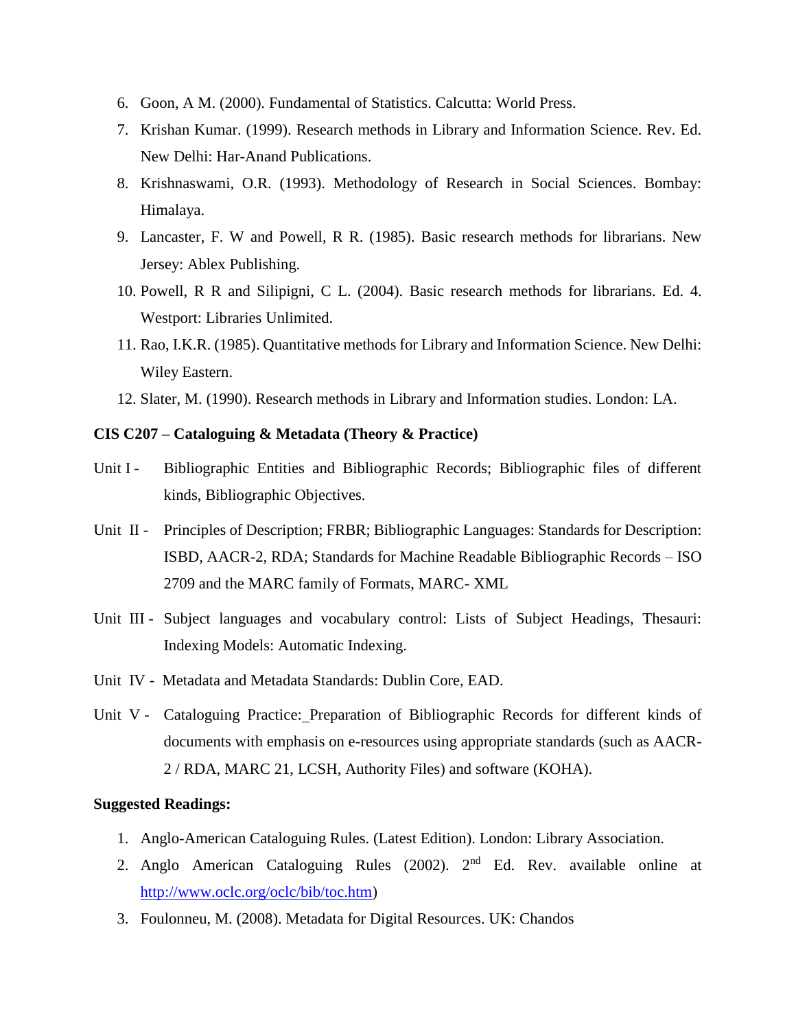6. Goon, A M. (2000). Fundamental of Statistics. Calcutta: World Press.
7. Krishan Kumar. (1999). Research methods in Library and Information Science. Rev. Ed. New Delhi: Har-Anand Publications.
8. Krishnaswami, O.R. (1993). Methodology of Research in Social Sciences. Bombay: Himalaya.
9. Lancaster, F. W and Powell, R R. (1985). Basic research methods for librarians. New Jersey: Ablex Publishing.
10. Powell, R R and Silipigni, C L. (2004). Basic research methods for librarians. Ed. 4. Westport: Libraries Unlimited.
11. Rao, I.K.R. (1985). Quantitative methods for Library and Information Science. New Delhi: Wiley Eastern.
12. Slater, M. (1990). Research methods in Library and Information studies. London: LA.

**CIS C207 – Cataloguing & Metadata (Theory & Practice)**

Unit I - Bibliographic Entities and Bibliographic Records; Bibliographic files of different kinds, Bibliographic Objectives.

Unit II - Principles of Description; FRBR; Bibliographic Languages: Standards for Description: ISBD, AACR-2, RDA; Standards for Machine Readable Bibliographic Records – ISO 2709 and the MARC family of Formats, MARC- XML

Unit III - Subject languages and vocabulary control: Lists of Subject Headings, Thesauri: Indexing Models: Automatic Indexing.

Unit IV - Metadata and Metadata Standards: Dublin Core, EAD.

Unit V - Cataloguing Practice: Preparation of Bibliographic Records for different kinds of documents with emphasis on e-resources using appropriate standards (such as AACR-2 / RDA, MARC 21, LCSH, Authority Files) and software (KOHA).

**Suggested Readings:**

1. Anglo-American Cataloguing Rules. (Latest Edition). London: Library Association.
2. Anglo American Cataloguing Rules (2002). 2nd Ed. Rev. available online at http://www.oclc.org/oclc/bib/toc.htm)
3. Foulonneu, M. (2008). Metadata for Digital Resources. UK: Chandos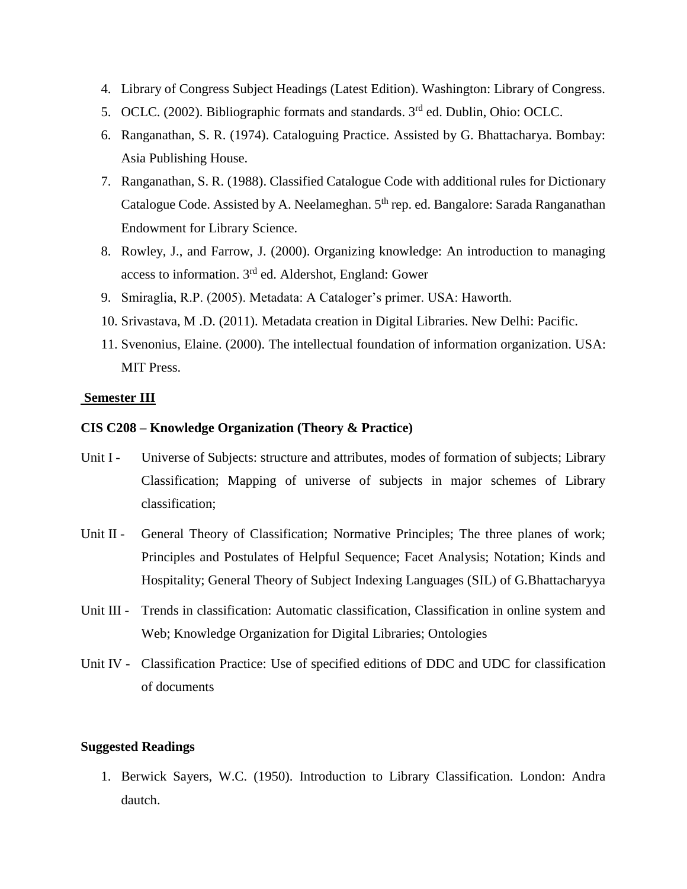4. Library of Congress Subject Headings (Latest Edition). Washington: Library of Congress.
5. OCLC. (2002). Bibliographic formats and standards. 3rd ed. Dublin, Ohio: OCLC.
6. Ranganathan, S. R. (1974). Cataloguing Practice. Assisted by G. Bhattacharya. Bombay: Asia Publishing House.
7. Ranganathan, S. R. (1988). Classified Catalogue Code with additional rules for Dictionary Catalogue Code. Assisted by A. Neelameghan. 5th rep. ed. Bangalore: Sarada Ranganathan Endowment for Library Science.
8. Rowley, J., and Farrow, J. (2000). Organizing knowledge: An introduction to managing access to information. 3rd ed. Aldershot, England: Gower
9. Smiraglia, R.P. (2005). Metadata: A Cataloger's primer. USA: Haworth.
10. Srivastava, M .D. (2011). Metadata creation in Digital Libraries. New Delhi: Pacific.
11. Svenonius, Elaine. (2000). The intellectual foundation of information organization. USA: MIT Press.

## Semester III

### CIS C208 – Knowledge Organization (Theory & Practice)

Unit I - Universe of Subjects: structure and attributes, modes of formation of subjects; Library Classification; Mapping of universe of subjects in major schemes of Library classification;

Unit II - General Theory of Classification; Normative Principles; The three planes of work; Principles and Postulates of Helpful Sequence; Facet Analysis; Notation; Kinds and Hospitality; General Theory of Subject Indexing Languages (SIL) of G.Bhattacharyya

Unit III - Trends in classification: Automatic classification, Classification in online system and Web; Knowledge Organization for Digital Libraries; Ontologies

Unit IV - Classification Practice: Use of specified editions of DDC and UDC for classification of documents

### Suggested Readings

1. Berwick Sayers, W.C. (1950). Introduction to Library Classification. London: Andra dautch.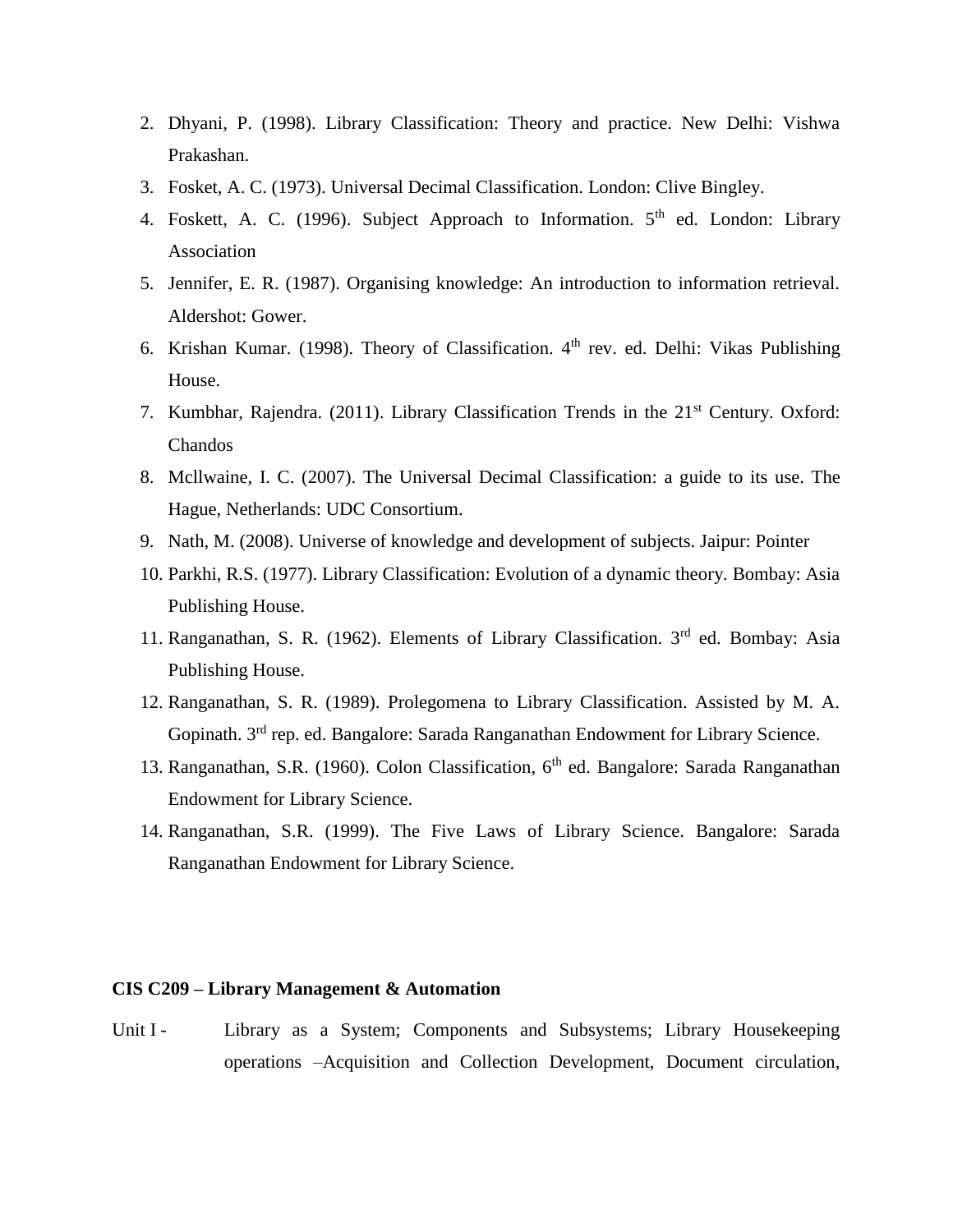2. Dhyani, P. (1998). Library Classification: Theory and practice. New Delhi: Vishwa Prakashan.
3. Fosket, A. C. (1973). Universal Decimal Classification. London: Clive Bingley.
4. Foskett, A. C. (1996). Subject Approach to Information. 5th ed. London: Library Association
5. Jennifer, E. R. (1987). Organising knowledge: An introduction to information retrieval. Aldershot: Gower.
6. Krishan Kumar. (1998). Theory of Classification. 4th rev. ed. Delhi: Vikas Publishing House.
7. Kumbhar, Rajendra. (2011). Library Classification Trends in the 21st Century. Oxford: Chandos
8. Mcllwaine, I. C. (2007). The Universal Decimal Classification: a guide to its use. The Hague, Netherlands: UDC Consortium.
9. Nath, M. (2008). Universe of knowledge and development of subjects. Jaipur: Pointer
10. Parkhi, R.S. (1977). Library Classification: Evolution of a dynamic theory. Bombay: Asia Publishing House.
11. Ranganathan, S. R. (1962). Elements of Library Classification. 3rd ed. Bombay: Asia Publishing House.
12. Ranganathan, S. R. (1989). Prolegomena to Library Classification. Assisted by M. A. Gopinath. 3rd rep. ed. Bangalore: Sarada Ranganathan Endowment for Library Science.
13. Ranganathan, S.R. (1960). Colon Classification, 6th ed. Bangalore: Sarada Ranganathan Endowment for Library Science.
14. Ranganathan, S.R. (1999). The Five Laws of Library Science. Bangalore: Sarada Ranganathan Endowment for Library Science.

**CIS C209 – Library Management & Automation**

Unit I - Library as a System; Components and Subsystems; Library Housekeeping operations –Acquisition and Collection Development, Document circulation,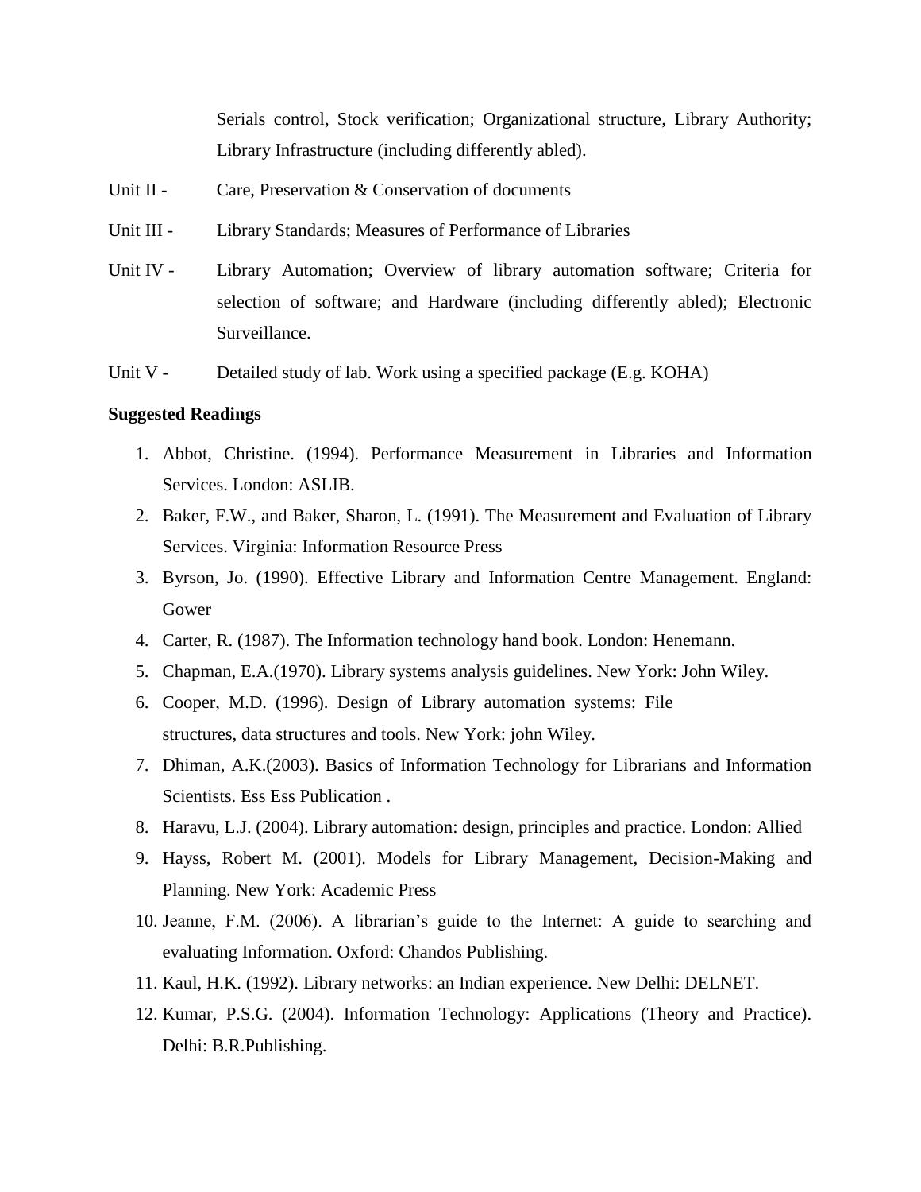Serials control, Stock verification; Organizational structure, Library Authority; Library Infrastructure (including differently abled).

Unit II - Care, Preservation & Conservation of documents

Unit III - Library Standards; Measures of Performance of Libraries

Unit IV - Library Automation; Overview of library automation software; Criteria for selection of software; and Hardware (including differently abled); Electronic Surveillance.

Unit V - Detailed study of lab. Work using a specified package (E.g. KOHA)

**Suggested Readings**

1. Abbot, Christine. (1994). Performance Measurement in Libraries and Information Services. London: ASLIB.
2. Baker, F.W., and Baker, Sharon, L. (1991). The Measurement and Evaluation of Library Services. Virginia: Information Resource Press
3. Byrson, Jo. (1990). Effective Library and Information Centre Management. England: Gower
4. Carter, R. (1987). The Information technology hand book. London: Henemann.
5. Chapman, E.A.(1970). Library systems analysis guidelines. New York: John Wiley.
6. Cooper, M.D. (1996). Design of Library automation systems: File structures, data structures and tools. New York: john Wiley.
7. Dhiman, A.K.(2003). Basics of Information Technology for Librarians and Information Scientists. Ess Ess Publication .
8. Haravu, L.J. (2004). Library automation: design, principles and practice. London: Allied
9. Hayss, Robert M. (2001). Models for Library Management, Decision-Making and Planning. New York: Academic Press
10. Jeanne, F.M. (2006). A librarian's guide to the Internet: A guide to searching and evaluating Information. Oxford: Chandos Publishing.
11. Kaul, H.K. (1992). Library networks: an Indian experience. New Delhi: DELNET.
12. Kumar, P.S.G. (2004). Information Technology: Applications (Theory and Practice). Delhi: B.R.Publishing.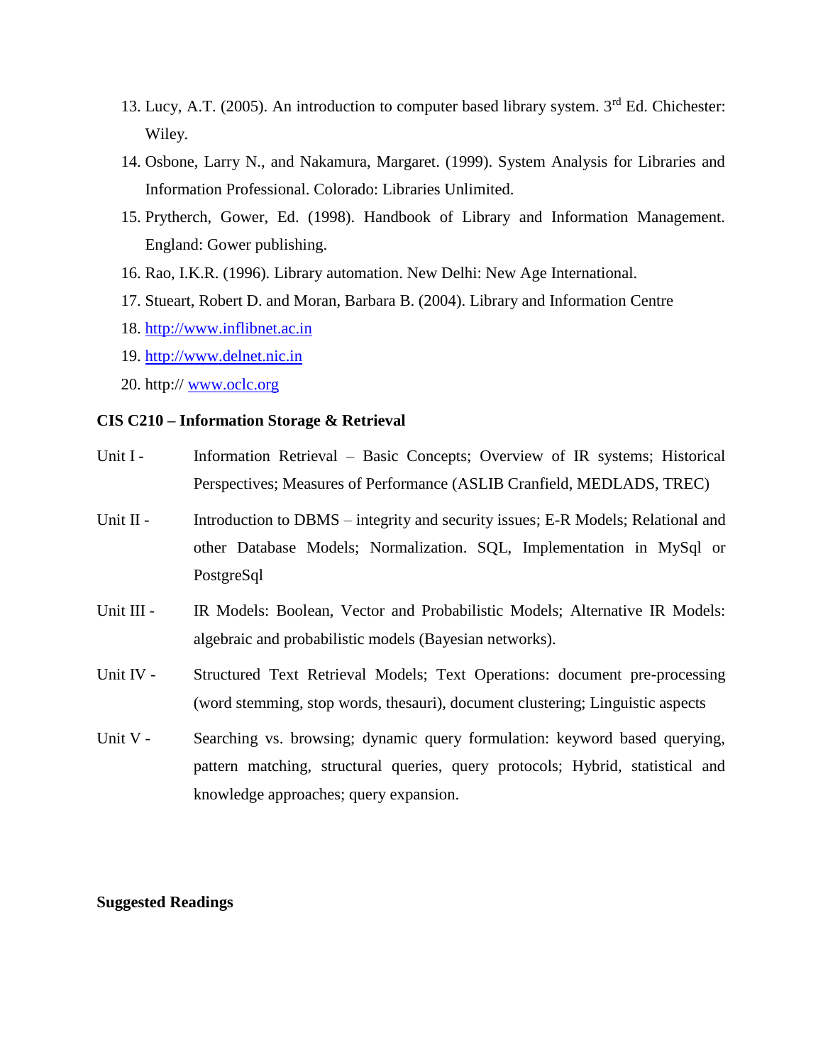13. Lucy, A.T. (2005). An introduction to computer based library system. 3rd Ed. Chichester: Wiley.
14. Osbone, Larry N., and Nakamura, Margaret. (1999). System Analysis for Libraries and Information Professional. Colorado: Libraries Unlimited.
15. Prytherch, Gower, Ed. (1998). Handbook of Library and Information Management. England: Gower publishing.
16. Rao, I.K.R. (1996). Library automation. New Delhi: New Age International.
17. Stueart, Robert D. and Moran, Barbara B. (2004). Library and Information Centre
18. http://www.inflibnet.ac.in
19. http://www.delnet.nic.in
20. http:// www.oclc.org

**CIS C210 – Information Storage & Retrieval**

Unit I - Information Retrieval – Basic Concepts; Overview of IR systems; Historical Perspectives; Measures of Performance (ASLIB Cranfield, MEDLADS, TREC)

Unit II - Introduction to DBMS – integrity and security issues; E-R Models; Relational and other Database Models; Normalization. SQL, Implementation in MySql or PostgreSql

Unit III - IR Models: Boolean, Vector and Probabilistic Models; Alternative IR Models: algebraic and probabilistic models (Bayesian networks).

Unit IV - Structured Text Retrieval Models; Text Operations: document pre-processing (word stemming, stop words, thesauri), document clustering; Linguistic aspects

Unit V - Searching vs. browsing; dynamic query formulation: keyword based querying, pattern matching, structural queries, query protocols; Hybrid, statistical and knowledge approaches; query expansion.

**Suggested Readings**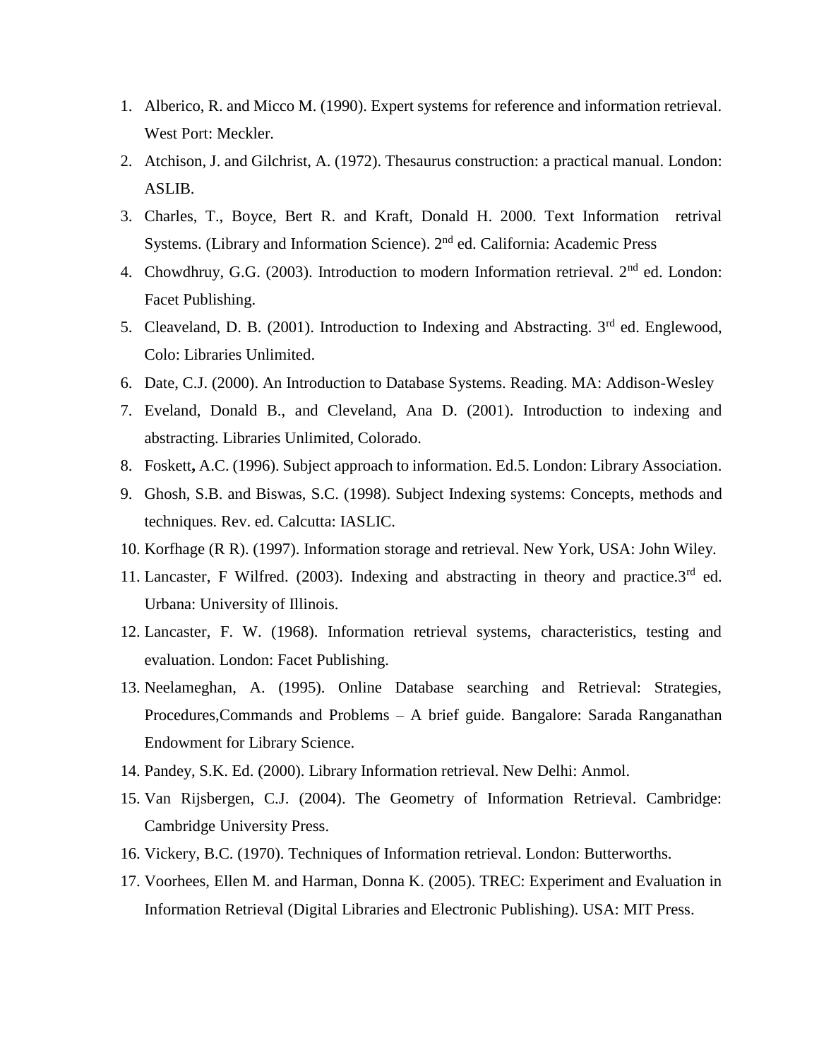1. Alberico, R. and Micco M. (1990). Expert systems for reference and information retrieval. West Port: Meckler.
2. Atchison, J. and Gilchrist, A. (1972). Thesaurus construction: a practical manual. London: ASLIB.
3. Charles, T., Boyce, Bert R. and Kraft, Donald H. 2000. Text Information retrival Systems. (Library and Information Science). 2nd ed. California: Academic Press
4. Chowdhruy, G.G. (2003). Introduction to modern Information retrieval. 2nd ed. London: Facet Publishing.
5. Cleaveland, D. B. (2001). Introduction to Indexing and Abstracting. 3rd ed. Englewood, Colo: Libraries Unlimited.
6. Date, C.J. (2000). An Introduction to Database Systems. Reading. MA: Addison-Wesley
7. Eveland, Donald B., and Cleveland, Ana D. (2001). Introduction to indexing and abstracting. Libraries Unlimited, Colorado.
8. Foskett**,** A.C. (1996). Subject approach to information. Ed.5. London: Library Association.
9. Ghosh, S.B. and Biswas, S.C. (1998). Subject Indexing systems: Concepts, methods and techniques. Rev. ed. Calcutta: IASLIC.
10. Korfhage (R R). (1997). Information storage and retrieval. New York, USA: John Wiley.
11. Lancaster, F Wilfred. (2003). Indexing and abstracting in theory and practice.3rd ed. Urbana: University of Illinois.
12. Lancaster, F. W. (1968). Information retrieval systems, characteristics, testing and evaluation. London: Facet Publishing.
13. Neelameghan, A. (1995). Online Database searching and Retrieval: Strategies, Procedures,Commands and Problems – A brief guide. Bangalore: Sarada Ranganathan Endowment for Library Science.
14. Pandey, S.K. Ed. (2000). Library Information retrieval. New Delhi: Anmol.
15. Van Rijsbergen, C.J. (2004). The Geometry of Information Retrieval. Cambridge: Cambridge University Press.
16. Vickery, B.C. (1970). Techniques of Information retrieval. London: Butterworths.
17. Voorhees, Ellen M. and Harman, Donna K. (2005). TREC: Experiment and Evaluation in Information Retrieval (Digital Libraries and Electronic Publishing). USA: MIT Press.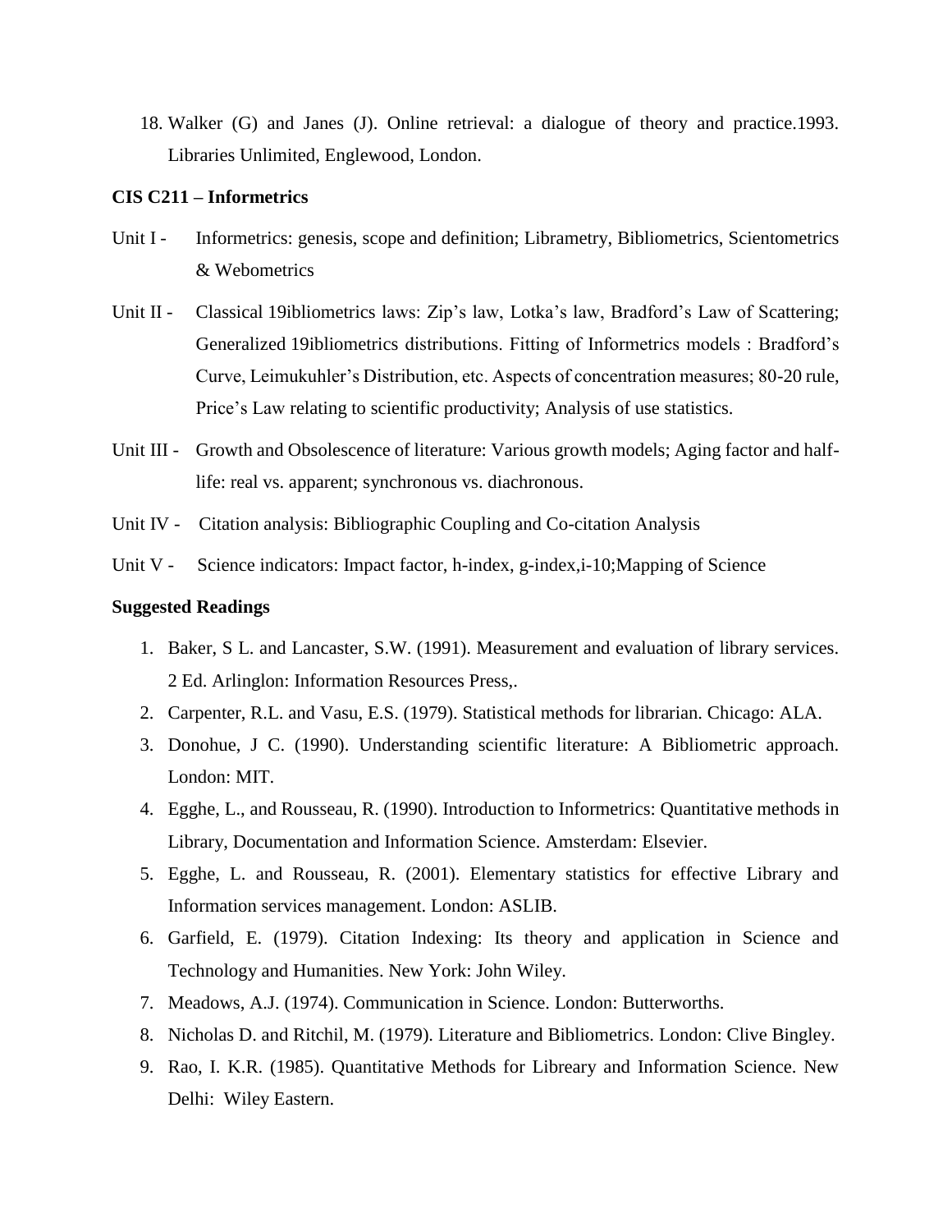18. Walker (G) and Janes (J). Online retrieval: a dialogue of theory and practice.1993. Libraries Unlimited, Englewood, London.

**CIS C211 – Informetrics**

Unit I - Informetrics: genesis, scope and definition; Librametry, Bibliometrics, Scientometrics & Webometrics

Unit II - Classical 19ibliometrics laws: Zip's law, Lotka's law, Bradford's Law of Scattering; Generalized 19ibliometrics distributions. Fitting of Informetrics models : Bradford's Curve, Leimukuhler's Distribution, etc. Aspects of concentration measures; 80-20 rule, Price's Law relating to scientific productivity; Analysis of use statistics.

Unit III - Growth and Obsolescence of literature: Various growth models; Aging factor and half-life: real vs. apparent; synchronous vs. diachronous.

Unit IV - Citation analysis: Bibliographic Coupling and Co-citation Analysis

Unit V - Science indicators: Impact factor, h-index, g-index,i-10;Mapping of Science

**Suggested Readings**

1. Baker, S L. and Lancaster, S.W. (1991). Measurement and evaluation of library services. 2 Ed. Arlinglon: Information Resources Press,.
2. Carpenter, R.L. and Vasu, E.S. (1979). Statistical methods for librarian. Chicago: ALA.
3. Donohue, J C. (1990). Understanding scientific literature: A Bibliometric approach. London: MIT.
4. Egghe, L., and Rousseau, R. (1990). Introduction to Informetrics: Quantitative methods in Library, Documentation and Information Science. Amsterdam: Elsevier.
5. Egghe, L. and Rousseau, R. (2001). Elementary statistics for effective Library and Information services management. London: ASLIB.
6. Garfield, E. (1979). Citation Indexing: Its theory and application in Science and Technology and Humanities. New York: John Wiley.
7. Meadows, A.J. (1974). Communication in Science. London: Butterworths.
8. Nicholas D. and Ritchil, M. (1979). Literature and Bibliometrics. London: Clive Bingley.
9. Rao, I. K.R. (1985). Quantitative Methods for Libreary and Information Science. New Delhi: Wiley Eastern.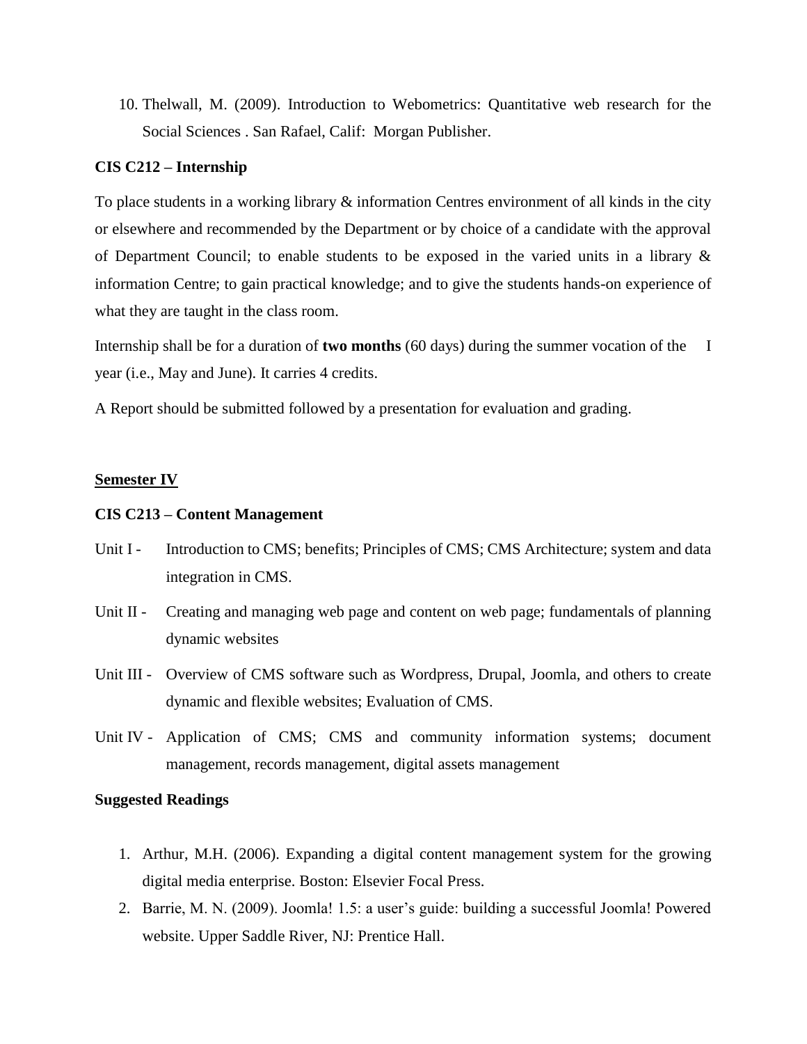10. Thelwall, M. (2009). Introduction to Webometrics: Quantitative web research for the Social Sciences . San Rafael, Calif: Morgan Publisher.

**CIS C212 – Internship**

To place students in a working library & information Centres environment of all kinds in the city or elsewhere and recommended by the Department or by choice of a candidate with the approval of Department Council; to enable students to be exposed in the varied units in a library & information Centre; to gain practical knowledge; and to give the students hands-on experience of what they are taught in the class room.

Internship shall be for a duration of **two months** (60 days) during the summer vocation of the I year (i.e., May and June). It carries 4 credits.

A Report should be submitted followed by a presentation for evaluation and grading.

## Semester IV

**CIS C213 – Content Management**

Unit I - Introduction to CMS; benefits; Principles of CMS; CMS Architecture; system and data integration in CMS.

Unit II - Creating and managing web page and content on web page; fundamentals of planning dynamic websites

Unit III - Overview of CMS software such as Wordpress, Drupal, Joomla, and others to create dynamic and flexible websites; Evaluation of CMS.

Unit IV - Application of CMS; CMS and community information systems; document management, records management, digital assets management

**Suggested Readings**

1. Arthur, M.H. (2006). Expanding a digital content management system for the growing digital media enterprise. Boston: Elsevier Focal Press.
2. Barrie, M. N. (2009). Joomla! 1.5: a user's guide: building a successful Joomla! Powered website. Upper Saddle River, NJ: Prentice Hall.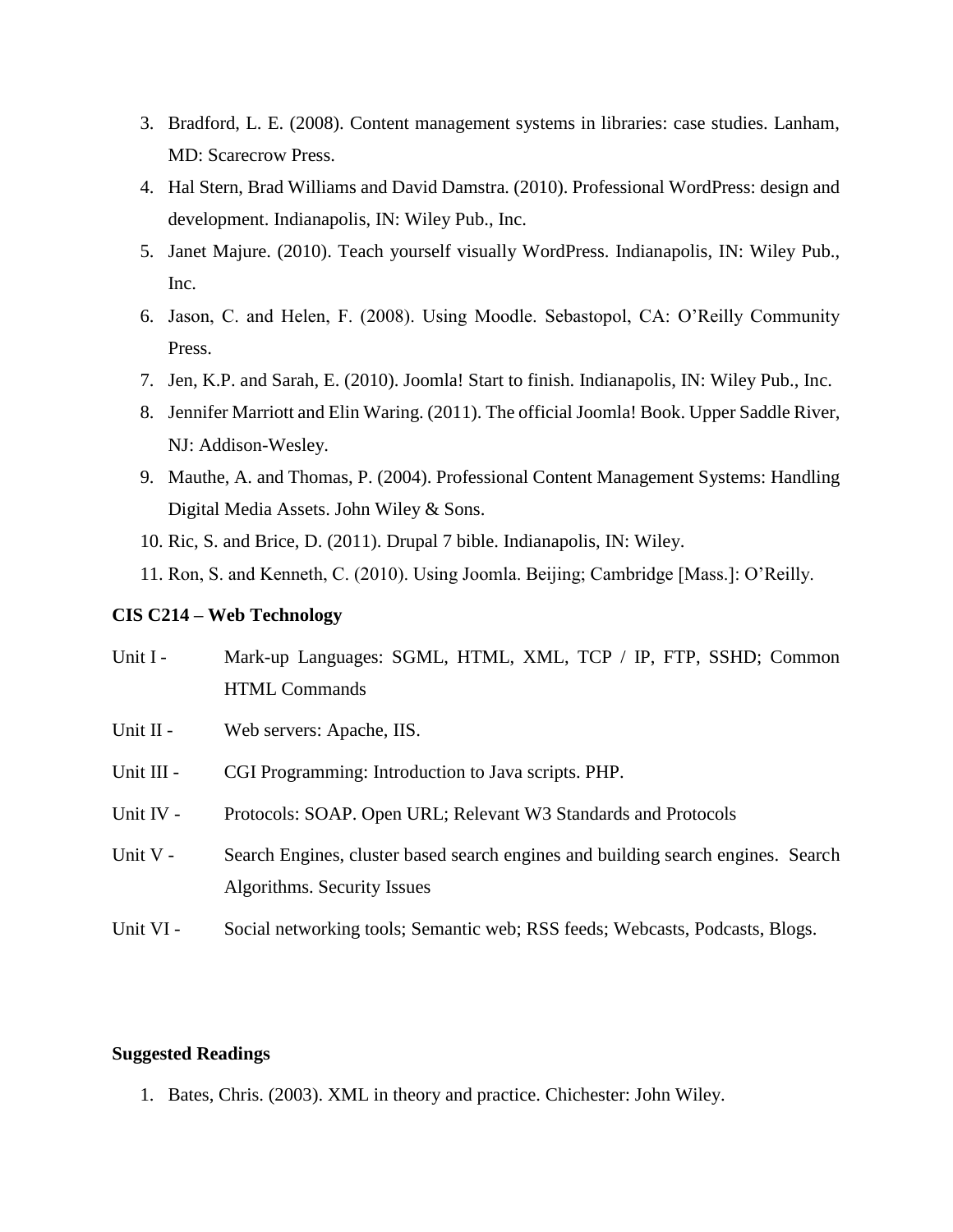3. Bradford, L. E. (2008). Content management systems in libraries: case studies. Lanham, MD: Scarecrow Press.
4. Hal Stern, Brad Williams and David Damstra. (2010). Professional WordPress: design and development. Indianapolis, IN: Wiley Pub., Inc.
5. Janet Majure. (2010). Teach yourself visually WordPress. Indianapolis, IN: Wiley Pub., Inc.
6. Jason, C. and Helen, F. (2008). Using Moodle. Sebastopol, CA: O'Reilly Community Press.
7. Jen, K.P. and Sarah, E. (2010). Joomla! Start to finish. Indianapolis, IN: Wiley Pub., Inc.
8. Jennifer Marriott and Elin Waring. (2011). The official Joomla! Book. Upper Saddle River, NJ: Addison-Wesley.
9. Mauthe, A. and Thomas, P. (2004). Professional Content Management Systems: Handling Digital Media Assets. John Wiley & Sons.
10. Ric, S. and Brice, D. (2011). Drupal 7 bible. Indianapolis, IN: Wiley.
11. Ron, S. and Kenneth, C. (2010). Using Joomla. Beijing; Cambridge [Mass.]: O'Reilly.

**CIS C214 – Web Technology**

Unit I - Mark-up Languages: SGML, HTML, XML, TCP / IP, FTP, SSHD; Common HTML Commands

Unit II - Web servers: Apache, IIS.

Unit III - CGI Programming: Introduction to Java scripts. PHP.

Unit IV - Protocols: SOAP. Open URL; Relevant W3 Standards and Protocols

Unit V - Search Engines, cluster based search engines and building search engines. Search Algorithms. Security Issues

Unit VI - Social networking tools; Semantic web; RSS feeds; Webcasts, Podcasts, Blogs.

**Suggested Readings**

1. Bates, Chris. (2003). XML in theory and practice. Chichester: John Wiley.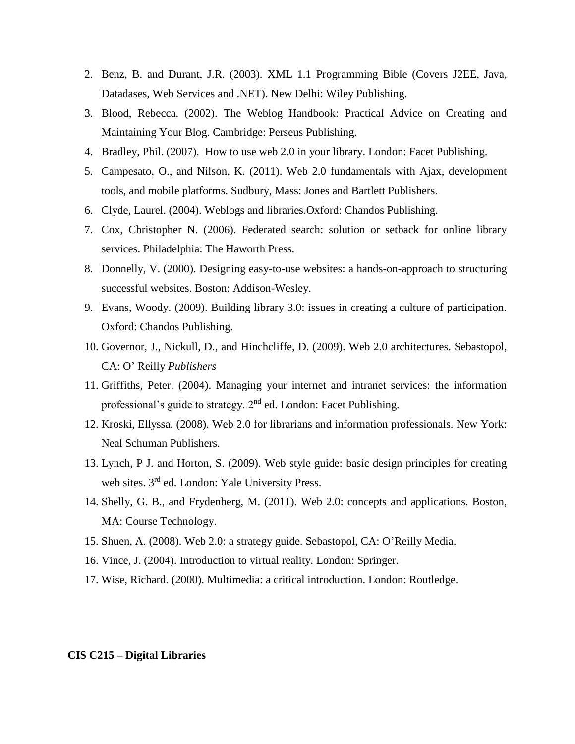2. Benz, B. and Durant, J.R. (2003). XML 1.1 Programming Bible (Covers J2EE, Java, Datadases, Web Services and .NET). New Delhi: Wiley Publishing.
3. Blood, Rebecca. (2002). The Weblog Handbook: Practical Advice on Creating and Maintaining Your Blog. Cambridge: Perseus Publishing.
4. Bradley, Phil. (2007). How to use web 2.0 in your library. London: Facet Publishing.
5. Campesato, O., and Nilson, K. (2011). Web 2.0 fundamentals with Ajax, development tools, and mobile platforms. Sudbury, Mass: Jones and Bartlett Publishers.
6. Clyde, Laurel. (2004). Weblogs and libraries.Oxford: Chandos Publishing.
7. Cox, Christopher N. (2006). Federated search: solution or setback for online library services. Philadelphia: The Haworth Press.
8. Donnelly, V. (2000). Designing easy-to-use websites: a hands-on-approach to structuring successful websites. Boston: Addison-Wesley.
9. Evans, Woody. (2009). Building library 3.0: issues in creating a culture of participation. Oxford: Chandos Publishing.
10. Governor, J., Nickull, D., and Hinchcliffe, D. (2009). Web 2.0 architectures. Sebastopol, CA: O' Reilly *Publishers*
11. Griffiths, Peter. (2004). Managing your internet and intranet services: the information professional's guide to strategy. 2nd ed. London: Facet Publishing.
12. Kroski, Ellyssa. (2008). Web 2.0 for librarians and information professionals. New York: Neal Schuman Publishers.
13. Lynch, P J. and Horton, S. (2009). Web style guide: basic design principles for creating web sites. 3rd ed. London: Yale University Press.
14. Shelly, G. B., and Frydenberg, M. (2011). Web 2.0: concepts and applications. Boston, MA: Course Technology.
15. Shuen, A. (2008). Web 2.0: a strategy guide. Sebastopol, CA: O'Reilly Media.
16. Vince, J. (2004). Introduction to virtual reality. London: Springer.
17. Wise, Richard. (2000). Multimedia: a critical introduction. London: Routledge.

**CIS C215 – Digital Libraries**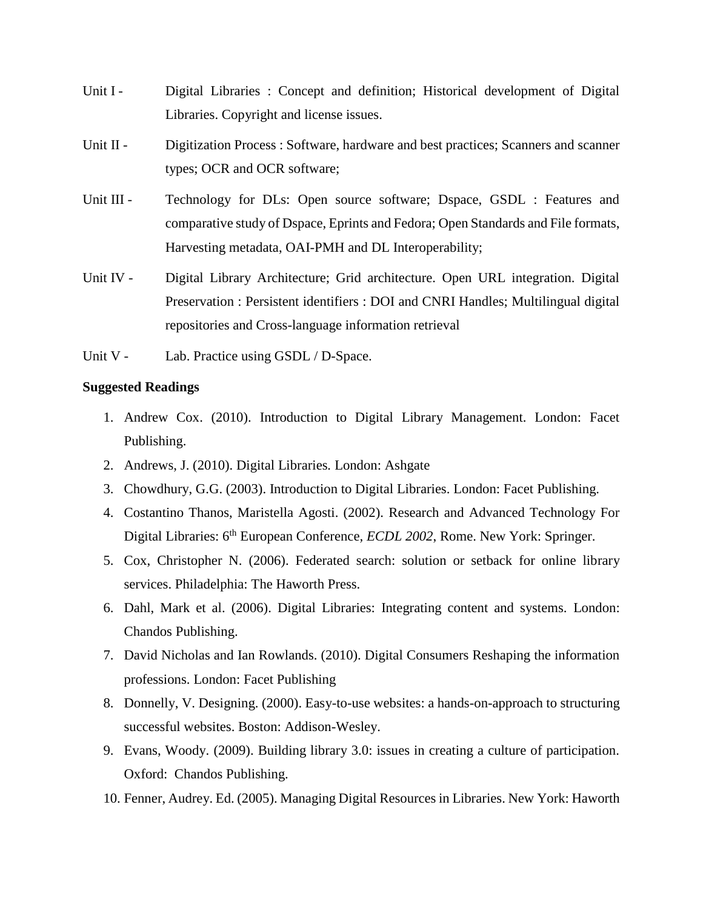Unit I - Digital Libraries : Concept and definition; Historical development of Digital Libraries. Copyright and license issues.

Unit II - Digitization Process : Software, hardware and best practices; Scanners and scanner types; OCR and OCR software;

Unit III - Technology for DLs: Open source software; Dspace, GSDL : Features and comparative study of Dspace, Eprints and Fedora; Open Standards and File formats, Harvesting metadata, OAI-PMH and DL Interoperability;

Unit IV - Digital Library Architecture; Grid architecture. Open URL integration. Digital Preservation : Persistent identifiers : DOI and CNRI Handles; Multilingual digital repositories and Cross-language information retrieval

Unit V - Lab. Practice using GSDL / D-Space.

**Suggested Readings**

1. Andrew Cox. (2010). Introduction to Digital Library Management. London: Facet Publishing.
2. Andrews, J. (2010). Digital Libraries. London: Ashgate
3. Chowdhury, G.G. (2003). Introduction to Digital Libraries. London: Facet Publishing.
4. Costantino Thanos, Maristella Agosti. (2002). Research and Advanced Technology For Digital Libraries: 6th European Conference, *ECDL 2002*, Rome. New York: Springer.
5. Cox, Christopher N. (2006). Federated search: solution or setback for online library services. Philadelphia: The Haworth Press.
6. Dahl, Mark et al. (2006). Digital Libraries: Integrating content and systems. London: Chandos Publishing.
7. David Nicholas and Ian Rowlands. (2010). Digital Consumers Reshaping the information professions. London: Facet Publishing
8. Donnelly, V. Designing. (2000). Easy-to-use websites: a hands-on-approach to structuring successful websites. Boston: Addison-Wesley.
9. Evans, Woody. (2009). Building library 3.0: issues in creating a culture of participation. Oxford: Chandos Publishing.
10. Fenner, Audrey. Ed. (2005). Managing Digital Resources in Libraries. New York: Haworth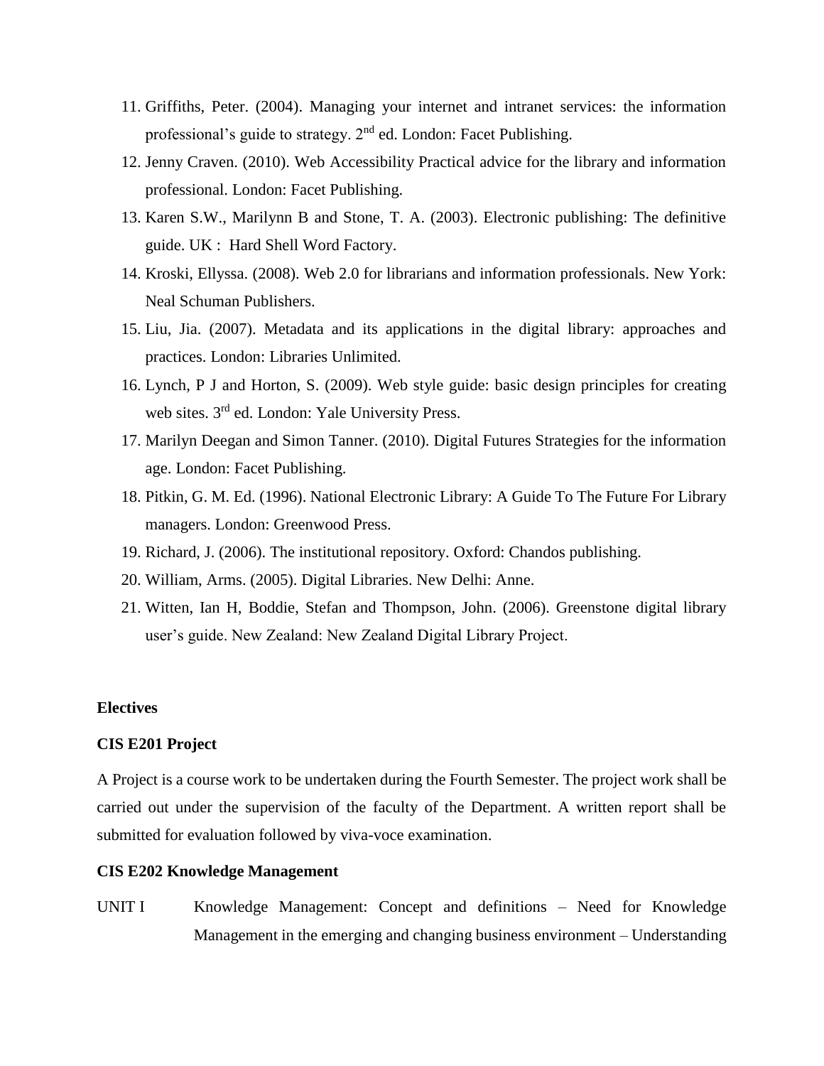11. Griffiths, Peter. (2004). Managing your internet and intranet services: the information professional's guide to strategy. 2nd ed. London: Facet Publishing.
12. Jenny Craven. (2010). Web Accessibility Practical advice for the library and information professional. London: Facet Publishing.
13. Karen S.W., Marilynn B and Stone, T. A. (2003). Electronic publishing: The definitive guide. UK : Hard Shell Word Factory.
14. Kroski, Ellyssa. (2008). Web 2.0 for librarians and information professionals. New York: Neal Schuman Publishers.
15. Liu, Jia. (2007). Metadata and its applications in the digital library: approaches and practices. London: Libraries Unlimited.
16. Lynch, P J and Horton, S. (2009). Web style guide: basic design principles for creating web sites. 3rd ed. London: Yale University Press.
17. Marilyn Deegan and Simon Tanner. (2010). Digital Futures Strategies for the information age. London: Facet Publishing.
18. Pitkin, G. M. Ed. (1996). National Electronic Library: A Guide To The Future For Library managers. London: Greenwood Press.
19. Richard, J. (2006). The institutional repository. Oxford: Chandos publishing.
20. William, Arms. (2005). Digital Libraries. New Delhi: Anne.
21. Witten, Ian H, Boddie, Stefan and Thompson, John. (2006). Greenstone digital library user's guide. New Zealand: New Zealand Digital Library Project.

**Electives**

**CIS E201 Project**

A Project is a course work to be undertaken during the Fourth Semester. The project work shall be carried out under the supervision of the faculty of the Department. A written report shall be submitted for evaluation followed by viva-voce examination.

**CIS E202 Knowledge Management**

UNIT I Knowledge Management: Concept and definitions – Need for Knowledge Management in the emerging and changing business environment – Understanding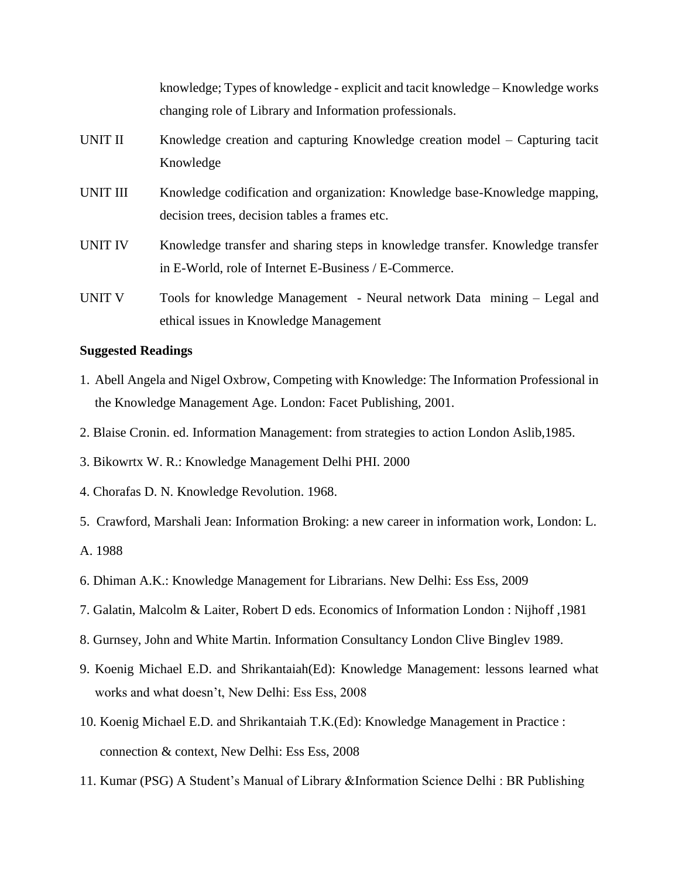knowledge; Types of knowledge - explicit and tacit knowledge – Knowledge works changing role of Library and Information professionals.

UNIT II Knowledge creation and capturing Knowledge creation model – Capturing tacit Knowledge

UNIT III Knowledge codification and organization: Knowledge base-Knowledge mapping, decision trees, decision tables a frames etc.

UNIT IV Knowledge transfer and sharing steps in knowledge transfer. Knowledge transfer in E-World, role of Internet E-Business / E-Commerce.

UNIT V Tools for knowledge Management - Neural network Data mining – Legal and ethical issues in Knowledge Management

**Suggested Readings**

1. Abell Angela and Nigel Oxbrow, Competing with Knowledge: The Information Professional in the Knowledge Management Age. London: Facet Publishing, 2001.
2. Blaise Cronin. ed. Information Management: from strategies to action London Aslib,1985.
3. Bikowrtx W. R.: Knowledge Management Delhi PHI. 2000
4. Chorafas D. N. Knowledge Revolution. 1968.
5. Crawford, Marshali Jean: Information Broking: a new career in information work, London: L. A. 1988
6. Dhiman A.K.: Knowledge Management for Librarians. New Delhi: Ess Ess, 2009
7. Galatin, Malcolm & Laiter, Robert D eds. Economics of Information London : Nijhoff ,1981
8. Gurnsey, John and White Martin. Information Consultancy London Clive Binglev 1989.
9. Koenig Michael E.D. and Shrikantaiah(Ed): Knowledge Management: lessons learned what works and what doesn't, New Delhi: Ess Ess, 2008
10. Koenig Michael E.D. and Shrikantaiah T.K.(Ed): Knowledge Management in Practice : connection & context, New Delhi: Ess Ess, 2008
11. Kumar (PSG) A Student's Manual of Library &Information Science Delhi : BR Publishing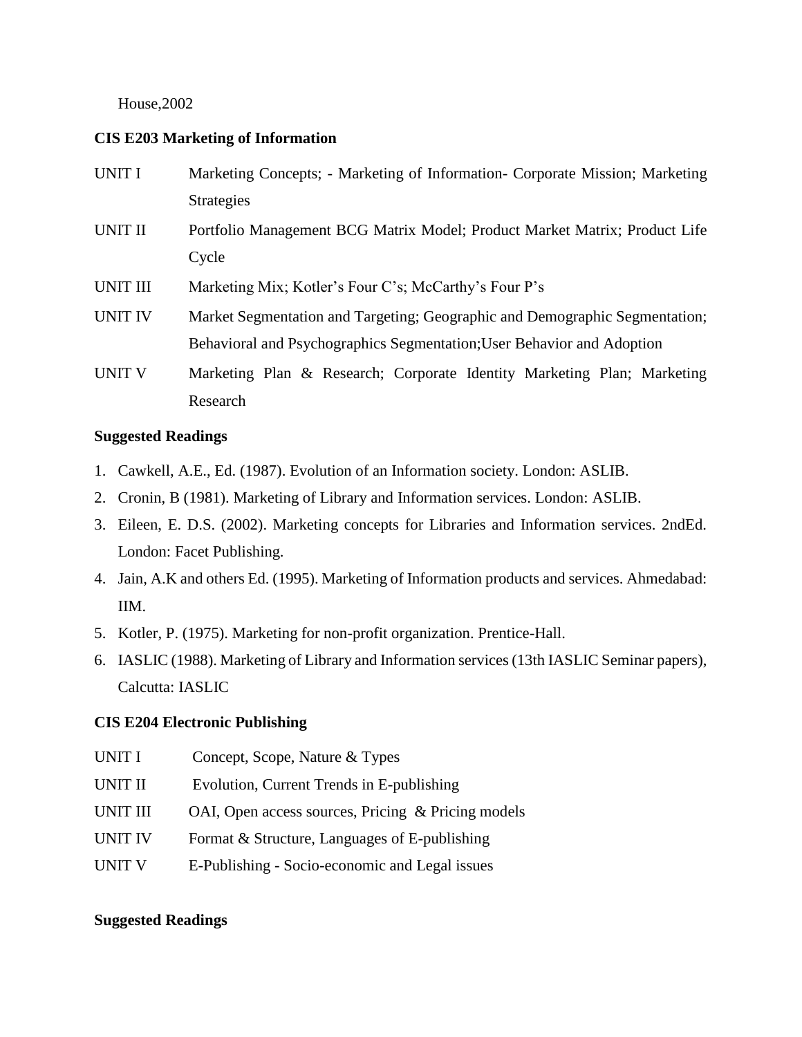House,2002

**CIS E203 Marketing of Information**

| | |
|---|---|
| UNIT I | Marketing Concepts; - Marketing of Information- Corporate Mission; Marketing Strategies |
| UNIT II | Portfolio Management BCG Matrix Model; Product Market Matrix; Product Life Cycle |
| UNIT III | Marketing Mix; Kotler's Four C's; McCarthy's Four P's |
| UNIT IV | Market Segmentation and Targeting; Geographic and Demographic Segmentation; Behavioral and Psychographics Segmentation;User Behavior and Adoption |
| UNIT V | Marketing Plan & Research; Corporate Identity Marketing Plan; Marketing Research |

**Suggested Readings**

1. Cawkell, A.E., Ed. (1987). Evolution of an Information society. London: ASLIB.
2. Cronin, B (1981). Marketing of Library and Information services. London: ASLIB.
3. Eileen, E. D.S. (2002). Marketing concepts for Libraries and Information services. 2ndEd. London: Facet Publishing.
4. Jain, A.K and others Ed. (1995). Marketing of Information products and services. Ahmedabad: IIM.
5. Kotler, P. (1975). Marketing for non-profit organization. Prentice-Hall.
6. IASLIC (1988). Marketing of Library and Information services (13th IASLIC Seminar papers), Calcutta: IASLIC

**CIS E204 Electronic Publishing**

| | |
|---|---|
| UNIT I | Concept, Scope, Nature & Types |
| UNIT II | Evolution, Current Trends in E-publishing |
| UNIT III | OAI, Open access sources, Pricing & Pricing models |
| UNIT IV | Format & Structure, Languages of E-publishing |
| UNIT V | E-Publishing - Socio-economic and Legal issues |

**Suggested Readings**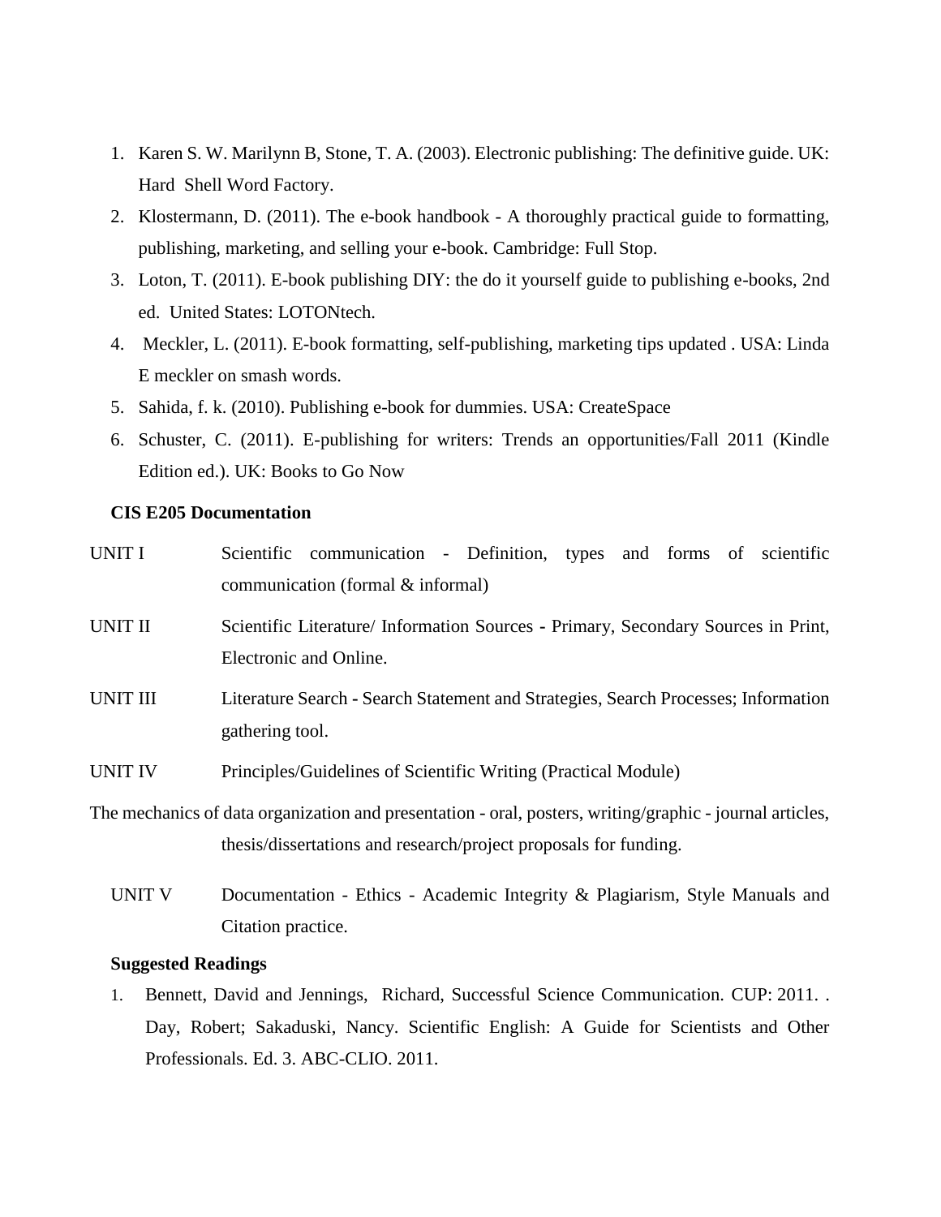1. Karen S. W. Marilynn B, Stone, T. A. (2003). Electronic publishing: The definitive guide. UK: Hard Shell Word Factory.
2. Klostermann, D. (2011). The e-book handbook - A thoroughly practical guide to formatting, publishing, marketing, and selling your e-book. Cambridge: Full Stop.
3. Loton, T. (2011). E-book publishing DIY: the do it yourself guide to publishing e-books, 2nd ed. United States: LOTONtech.
4. Meckler, L. (2011). E-book formatting, self-publishing, marketing tips updated . USA: Linda E meckler on smash words.
5. Sahida, f. k. (2010). Publishing e-book for dummies. USA: CreateSpace
6. Schuster, C. (2011). E-publishing for writers: Trends an opportunities/Fall 2011 (Kindle Edition ed.). UK: Books to Go Now

**CIS E205 Documentation**

UNIT I — Scientific communication - Definition, types and forms of scientific communication (formal & informal)

UNIT II — Scientific Literature/ Information Sources - Primary, Secondary Sources in Print, Electronic and Online.

UNIT III — Literature Search - Search Statement and Strategies, Search Processes; Information gathering tool.

UNIT IV — Principles/Guidelines of Scientific Writing (Practical Module)

The mechanics of data organization and presentation - oral, posters, writing/graphic - journal articles, thesis/dissertations and research/project proposals for funding.

UNIT V — Documentation - Ethics - Academic Integrity & Plagiarism, Style Manuals and Citation practice.

**Suggested Readings**

1. Bennett, David and Jennings, Richard, Successful Science Communication. CUP: 2011. . Day, Robert; Sakaduski, Nancy. Scientific English: A Guide for Scientists and Other Professionals. Ed. 3. ABC-CLIO. 2011.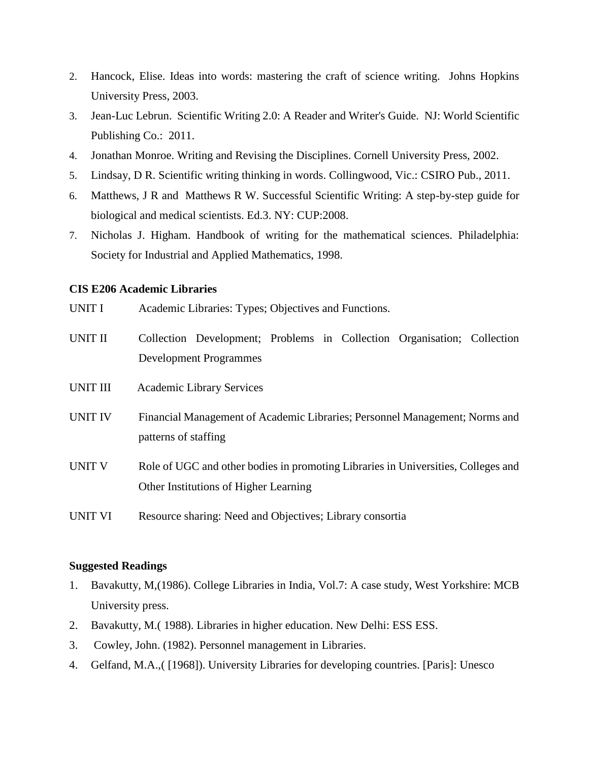2. Hancock, Elise. Ideas into words: mastering the craft of science writing. Johns Hopkins University Press, 2003.
3. Jean-Luc Lebrun. Scientific Writing 2.0: A Reader and Writer's Guide. NJ: World Scientific Publishing Co.: 2011.
4. Jonathan Monroe. Writing and Revising the Disciplines. Cornell University Press, 2002.
5. Lindsay, D R. Scientific writing thinking in words. Collingwood, Vic.: CSIRO Pub., 2011.
6. Matthews, J R and Matthews R W. Successful Scientific Writing: A step-by-step guide for biological and medical scientists. Ed.3. NY: CUP:2008.
7. Nicholas J. Higham. Handbook of writing for the mathematical sciences. Philadelphia: Society for Industrial and Applied Mathematics, 1998.

**CIS E206 Academic Libraries**

UNIT I Academic Libraries: Types; Objectives and Functions.

UNIT II Collection Development; Problems in Collection Organisation; Collection Development Programmes

UNIT III Academic Library Services

UNIT IV Financial Management of Academic Libraries; Personnel Management; Norms and patterns of staffing

UNIT V Role of UGC and other bodies in promoting Libraries in Universities, Colleges and Other Institutions of Higher Learning

UNIT VI Resource sharing: Need and Objectives; Library consortia

**Suggested Readings**

1. Bavakutty, M,(1986). College Libraries in India, Vol.7: A case study, West Yorkshire: MCB University press.
2. Bavakutty, M.( 1988). Libraries in higher education. New Delhi: ESS ESS.
3. Cowley, John. (1982). Personnel management in Libraries.
4. Gelfand, M.A.,( [1968]). University Libraries for developing countries. [Paris]: Unesco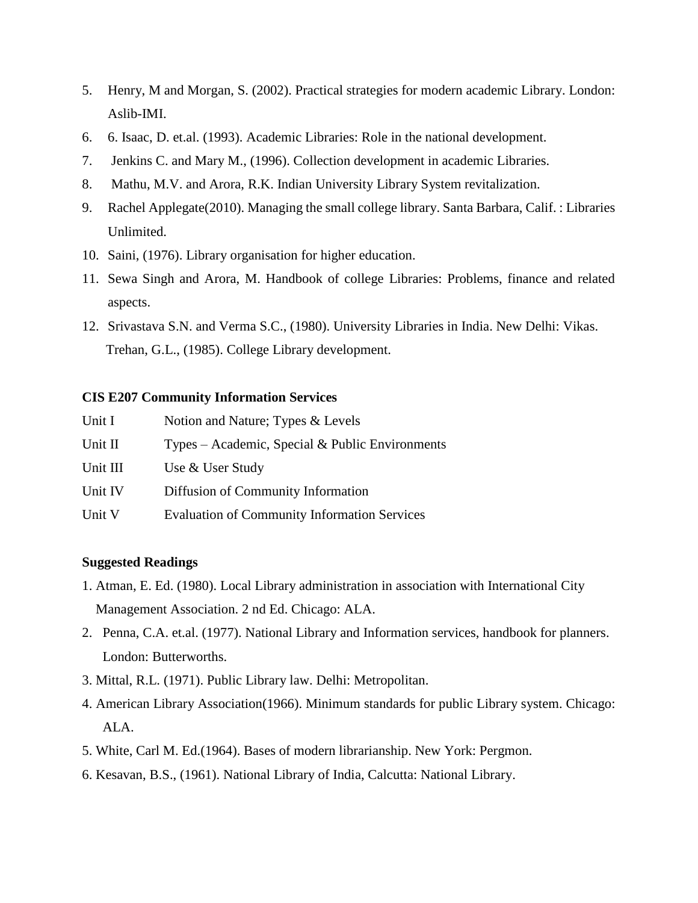5. Henry, M and Morgan, S. (2002). Practical strategies for modern academic Library. London: Aslib-IMI.
6. 6. Isaac, D. et.al. (1993). Academic Libraries: Role in the national development.
7. Jenkins C. and Mary M., (1996). Collection development in academic Libraries.
8. Mathu, M.V. and Arora, R.K. Indian University Library System revitalization.
9. Rachel Applegate(2010). Managing the small college library. Santa Barbara, Calif. : Libraries Unlimited.
10. Saini, (1976). Library organisation for higher education.
11. Sewa Singh and Arora, M. Handbook of college Libraries: Problems, finance and related aspects.
12. Srivastava S.N. and Verma S.C., (1980). University Libraries in India. New Delhi: Vikas.
    Trehan, G.L., (1985). College Library development.

**CIS E207 Community Information Services**

| | |
|---|---|
| Unit I | Notion and Nature; Types & Levels |
| Unit II | Types – Academic, Special & Public Environments |
| Unit III | Use & User Study |
| Unit IV | Diffusion of Community Information |
| Unit V | Evaluation of Community Information Services |

**Suggested Readings**

1. Atman, E. Ed. (1980). Local Library administration in association with International City Management Association. 2 nd Ed. Chicago: ALA.
2. Penna, C.A. et.al. (1977). National Library and Information services, handbook for planners. London: Butterworths.
3. Mittal, R.L. (1971). Public Library law. Delhi: Metropolitan.
4. American Library Association(1966). Minimum standards for public Library system. Chicago: ALA.
5. White, Carl M. Ed.(1964). Bases of modern librarianship. New York: Pergmon.
6. Kesavan, B.S., (1961). National Library of India, Calcutta: National Library.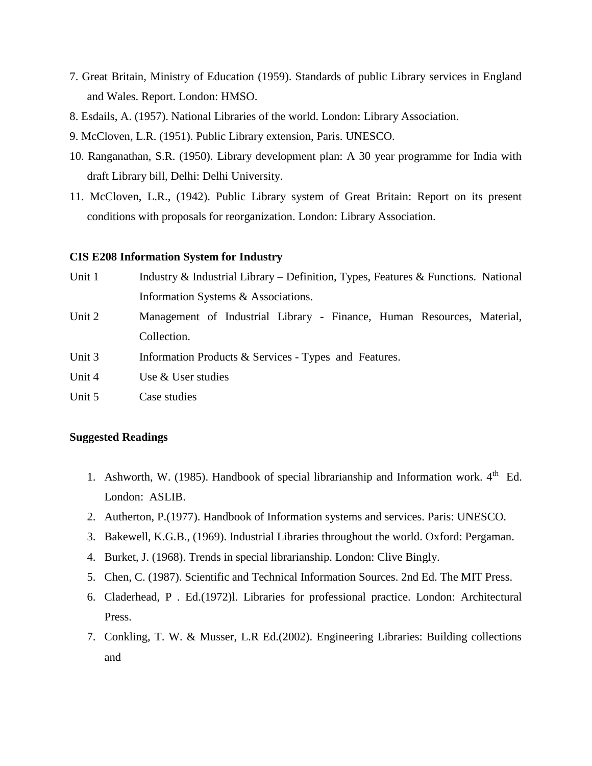7. Great Britain, Ministry of Education (1959). Standards of public Library services in England and Wales. Report. London: HMSO.
8. Esdails, A. (1957). National Libraries of the world. London: Library Association.
9. McCloven, L.R. (1951). Public Library extension, Paris. UNESCO.
10. Ranganathan, S.R. (1950). Library development plan: A 30 year programme for India with draft Library bill, Delhi: Delhi University.
11. McCloven, L.R., (1942). Public Library system of Great Britain: Report on its present conditions with proposals for reorganization. London: Library Association.

**CIS E208 Information System for Industry**

| | |
|---|---|
| Unit 1 | Industry & Industrial Library – Definition, Types, Features & Functions. National Information Systems & Associations. |
| Unit 2 | Management of Industrial Library - Finance, Human Resources, Material, Collection. |
| Unit 3 | Information Products & Services - Types and Features. |
| Unit 4 | Use & User studies |
| Unit 5 | Case studies |

**Suggested Readings**

1. Ashworth, W. (1985). Handbook of special librarianship and Information work. 4th Ed. London: ASLIB.
2. Autherton, P.(1977). Handbook of Information systems and services. Paris: UNESCO.
3. Bakewell, K.G.B., (1969). Industrial Libraries throughout the world. Oxford: Pergaman.
4. Burket, J. (1968). Trends in special librarianship. London: Clive Bingly.
5. Chen, C. (1987). Scientific and Technical Information Sources. 2nd Ed. The MIT Press.
6. Claderhead, P . Ed.(1972)l. Libraries for professional practice. London: Architectural Press.
7. Conkling, T. W. & Musser, L.R Ed.(2002). Engineering Libraries: Building collections and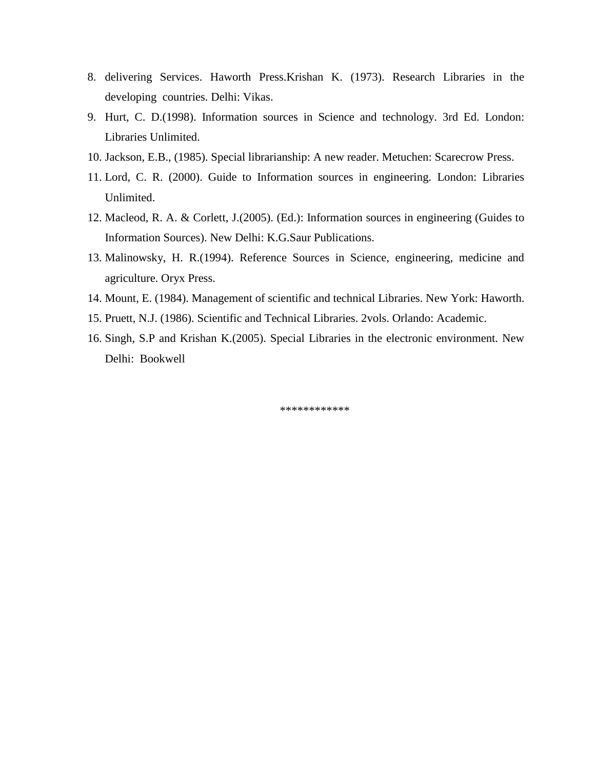8. delivering Services. Haworth Press.Krishan K. (1973). Research Libraries in the developing countries. Delhi: Vikas.
9. Hurt, C. D.(1998). Information sources in Science and technology. 3rd Ed. London: Libraries Unlimited.
10. Jackson, E.B., (1985). Special librarianship: A new reader. Metuchen: Scarecrow Press.
11. Lord, C. R. (2000). Guide to Information sources in engineering. London: Libraries Unlimited.
12. Macleod, R. A. & Corlett, J.(2005). (Ed.): Information sources in engineering (Guides to Information Sources). New Delhi: K.G.Saur Publications.
13. Malinowsky, H. R.(1994). Reference Sources in Science, engineering, medicine and agriculture. Oryx Press.
14. Mount, E. (1984). Management of scientific and technical Libraries. New York: Haworth.
15. Pruett, N.J. (1986). Scientific and Technical Libraries. 2vols. Orlando: Academic.
16. Singh, S.P and Krishan K.(2005). Special Libraries in the electronic environment. New Delhi: Bookwell

************